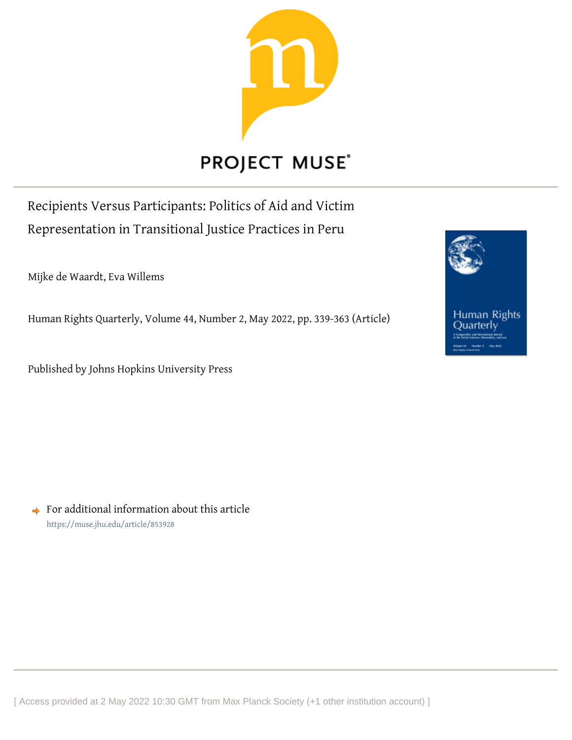PROJECT MUSE

# Recipients Versus Participants: Politics of Aid and Victim Representation in Transitional Justice Practices in Peru

Mijke de Waardt, Eva Willems

Human Rights Quarterly, Volume 44, Number 2, May 2022, pp. 339-363 (Article)

Published by Johns Hopkins University Press

For additional information about this article

https://muse.jhu.edu/article/853928

[ Access provided at 2 May 2022 10:30 GMT from Max Planck Society (+1 other institution account) ]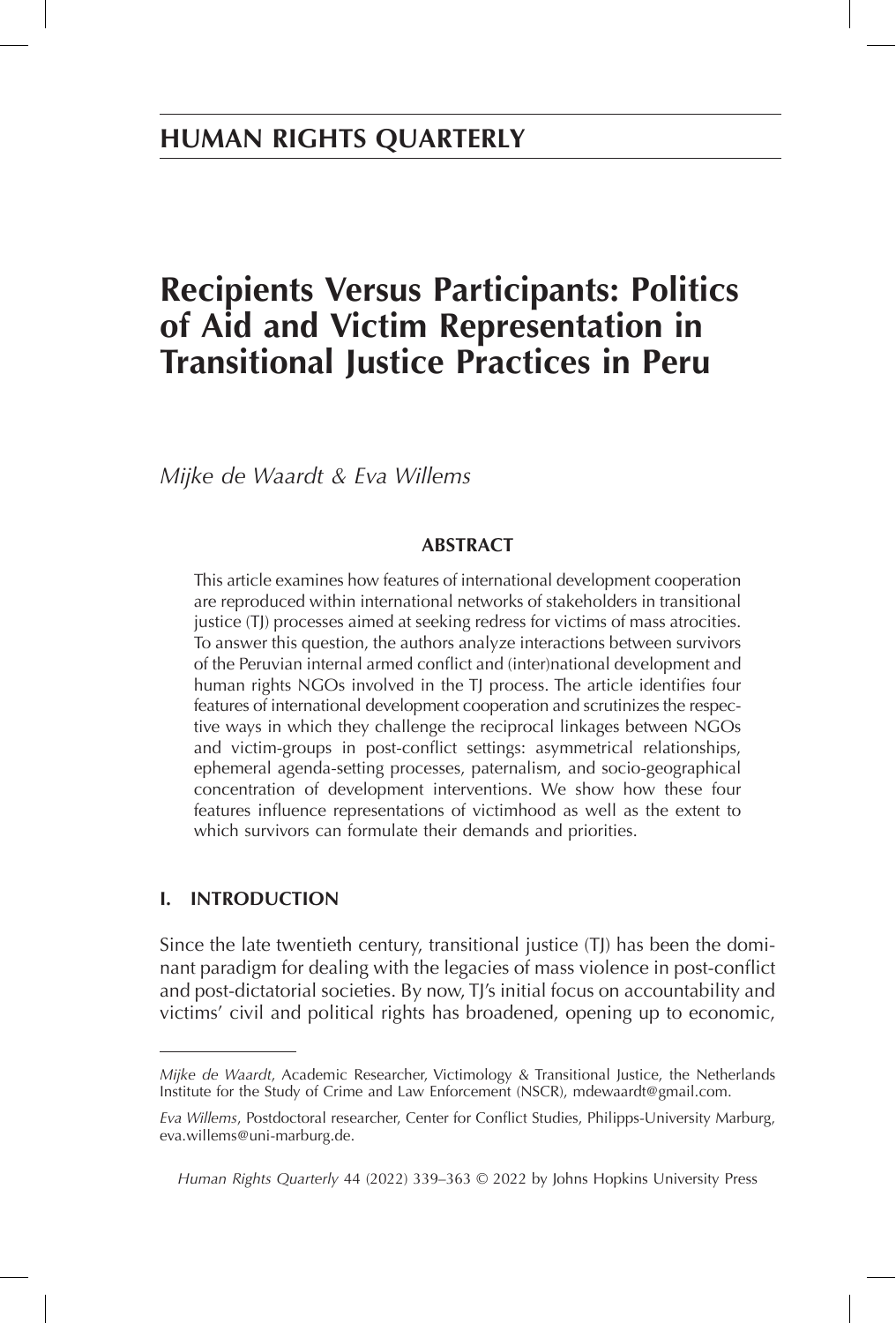# HUMAN RIGHTS QUARTERLY

# Recipients Versus Participants: Politics of Aid and Victim Representation in Transitional Justice Practices in Peru

*Mijke de Waardt & Eva Willems*

## ABSTRACT

This article examines how features of international development cooperation are reproduced within international networks of stakeholders in transitional justice (TJ) processes aimed at seeking redress for victims of mass atrocities. To answer this question, the authors analyze interactions between survivors of the Peruvian internal armed conflict and (inter)national development and human rights NGOs involved in the TJ process. The article identifies four features of international development cooperation and scrutinizes the respective ways in which they challenge the reciprocal linkages between NGOs and victim-groups in post-conflict settings: asymmetrical relationships, ephemeral agenda-setting processes, paternalism, and socio-geographical concentration of development interventions. We show how these four features influence representations of victimhood as well as the extent to which survivors can formulate their demands and priorities.

## I. INTRODUCTION

Since the late twentieth century, transitional justice (TJ) has been the dominant paradigm for dealing with the legacies of mass violence in post-conflict and post-dictatorial societies. By now, TJ's initial focus on accountability and victims' civil and political rights has broadened, opening up to economic,

---

*Mijke de Waardt*, Academic Researcher, Victimology & Transitional Justice, the Netherlands Institute for the Study of Crime and Law Enforcement (NSCR), mdewaardt@gmail.com.

*Eva Willems*, Postdoctoral researcher, Center for Conflict Studies, Philipps-University Marburg, eva.willems@uni-marburg.de.

*Human Rights Quarterly* 44 (2022) 339–363 © 2022 by Johns Hopkins University Press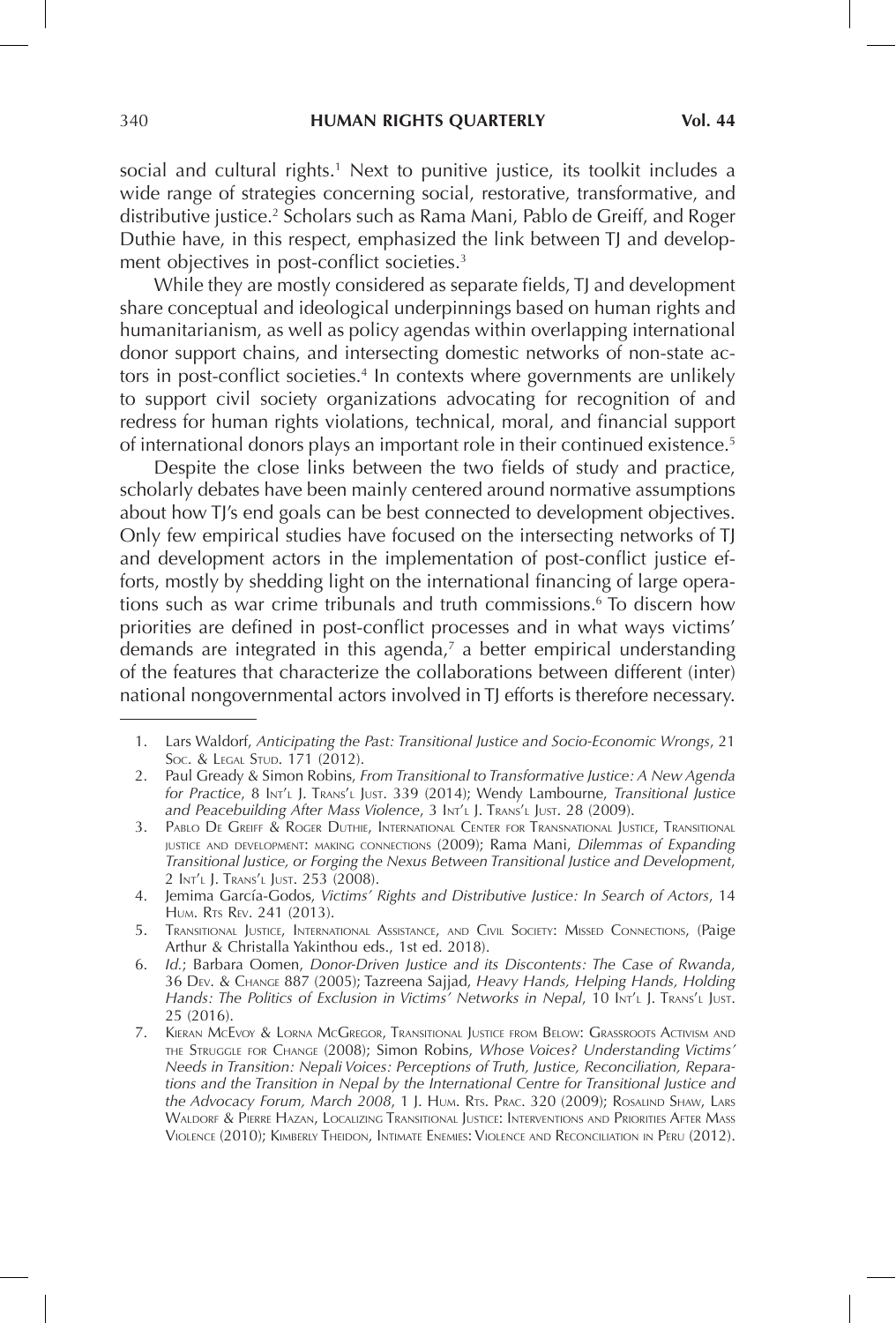social and cultural rights.[1] Next to punitive justice, its toolkit includes a wide range of strategies concerning social, restorative, transformative, and distributive justice.[2] Scholars such as Rama Mani, Pablo de Greiff, and Roger Duthie have, in this respect, emphasized the link between TJ and development objectives in post-conflict societies.[3]

While they are mostly considered as separate fields, TJ and development share conceptual and ideological underpinnings based on human rights and humanitarianism, as well as policy agendas within overlapping international donor support chains, and intersecting domestic networks of non-state actors in post-conflict societies.[4] In contexts where governments are unlikely to support civil society organizations advocating for recognition of and redress for human rights violations, technical, moral, and financial support of international donors plays an important role in their continued existence.[5]

Despite the close links between the two fields of study and practice, scholarly debates have been mainly centered around normative assumptions about how TJ's end goals can be best connected to development objectives. Only few empirical studies have focused on the intersecting networks of TJ and development actors in the implementation of post-conflict justice efforts, mostly by shedding light on the international financing of large operations such as war crime tribunals and truth commissions.[6] To discern how priorities are defined in post-conflict processes and in what ways victims' demands are integrated in this agenda,[7] a better empirical understanding of the features that characterize the collaborations between different (inter)national nongovernmental actors involved in TJ efforts is therefore necessary.

---

1. Lars Waldorf, *Anticipating the Past: Transitional Justice and Socio-Economic Wrongs*, 21 Soc. & Legal Stud. 171 (2012).
2. Paul Gready & Simon Robins, *From Transitional to Transformative Justice: A New Agenda for Practice*, 8 Int'l J. Trans'l Just. 339 (2014); Wendy Lambourne, *Transitional Justice and Peacebuilding After Mass Violence*, 3 Int'l J. Trans'l Just. 28 (2009).
3. Pablo De Greiff & Roger Duthie, International Center for Transnational Justice, Transitional justice and development: making connections (2009); Rama Mani, *Dilemmas of Expanding Transitional Justice, or Forging the Nexus Between Transitional Justice and Development*, 2 Int'l J. Trans'l Just. 253 (2008).
4. Jemima García-Godos, *Victims' Rights and Distributive Justice: In Search of Actors*, 14 Hum. Rts Rev. 241 (2013).
5. Transitional Justice, International Assistance, and Civil Society: Missed Connections, (Paige Arthur & Christalla Yakinthou eds., 1st ed. 2018).
6. *Id.*; Barbara Oomen, *Donor-Driven Justice and its Discontents: The Case of Rwanda*, 36 Dev. & Change 887 (2005); Tazreena Sajjad, *Heavy Hands, Helping Hands, Holding Hands: The Politics of Exclusion in Victims' Networks in Nepal*, 10 Int'l J. Trans'l Just. 25 (2016).
7. Kieran McEvoy & Lorna McGregor, Transitional Justice from Below: Grassroots Activism and the Struggle for Change (2008); Simon Robins, *Whose Voices? Understanding Victims' Needs in Transition: Nepali Voices: Perceptions of Truth, Justice, Reconciliation, Reparations and the Transition in Nepal by the International Centre for Transitional Justice and the Advocacy Forum, March 2008*, 1 J. Hum. Rts. Prac. 320 (2009); Rosalind Shaw, Lars Waldorf & Pierre Hazan, Localizing Transitional Justice: Interventions and Priorities After Mass Violence (2010); Kimberly Theidon, Intimate Enemies: Violence and Reconciliation in Peru (2012).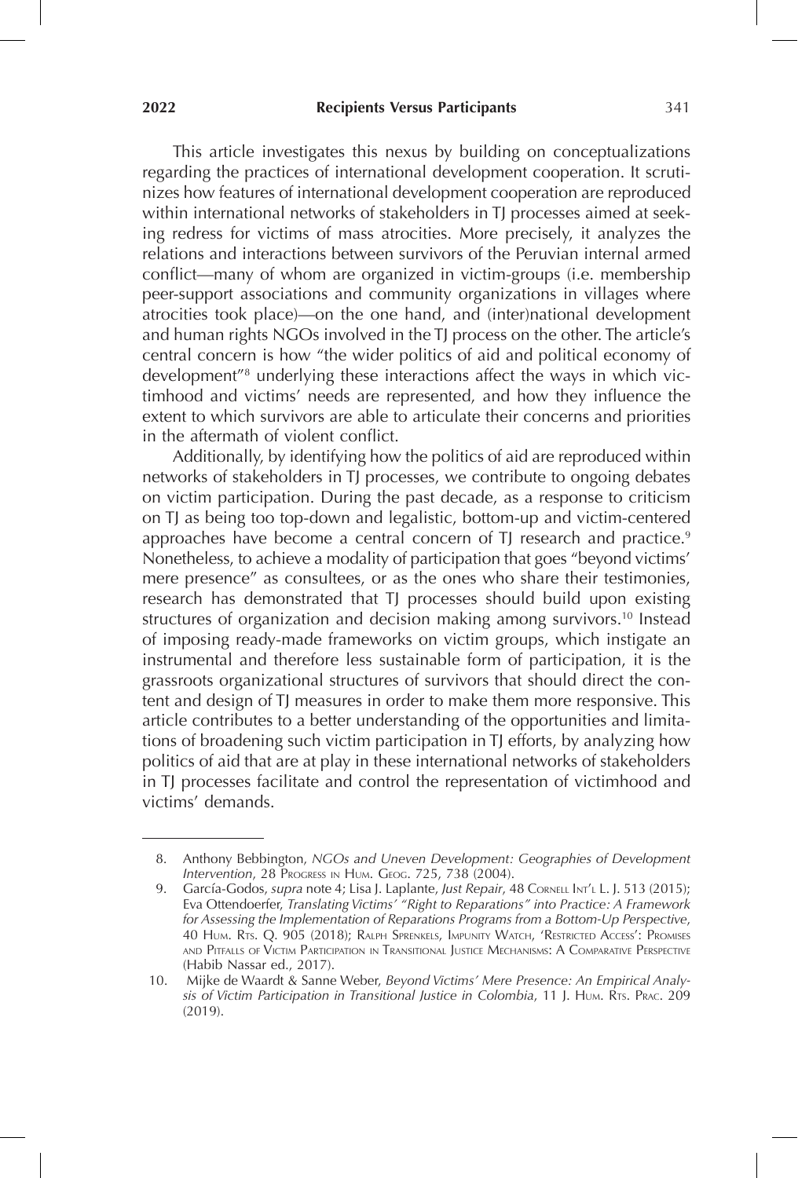This article investigates this nexus by building on conceptualizations regarding the practices of international development cooperation. It scrutinizes how features of international development cooperation are reproduced within international networks of stakeholders in TJ processes aimed at seeking redress for victims of mass atrocities. More precisely, it analyzes the relations and interactions between survivors of the Peruvian internal armed conflict—many of whom are organized in victim-groups (i.e. membership peer-support associations and community organizations in villages where atrocities took place)—on the one hand, and (inter)national development and human rights NGOs involved in the TJ process on the other. The article's central concern is how "the wider politics of aid and political economy of development"[8] underlying these interactions affect the ways in which victimhood and victims' needs are represented, and how they influence the extent to which survivors are able to articulate their concerns and priorities in the aftermath of violent conflict.

Additionally, by identifying how the politics of aid are reproduced within networks of stakeholders in TJ processes, we contribute to ongoing debates on victim participation. During the past decade, as a response to criticism on TJ as being too top-down and legalistic, bottom-up and victim-centered approaches have become a central concern of TJ research and practice.[9] Nonetheless, to achieve a modality of participation that goes "beyond victims' mere presence" as consultees, or as the ones who share their testimonies, research has demonstrated that TJ processes should build upon existing structures of organization and decision making among survivors.[10] Instead of imposing ready-made frameworks on victim groups, which instigate an instrumental and therefore less sustainable form of participation, it is the grassroots organizational structures of survivors that should direct the content and design of TJ measures in order to make them more responsive. This article contributes to a better understanding of the opportunities and limitations of broadening such victim participation in TJ efforts, by analyzing how politics of aid that are at play in these international networks of stakeholders in TJ processes facilitate and control the representation of victimhood and victims' demands.

---

8. Anthony Bebbington, *NGOs and Uneven Development: Geographies of Development Intervention*, 28 Progress in Hum. Geog. 725, 738 (2004).
9. García-Godos, *supra* note 4; Lisa J. Laplante, *Just Repair*, 48 Cornell Int'l L. J. 513 (2015); Eva Ottendoerfer, *Translating Victims' "Right to Reparations" into Practice: A Framework for Assessing the Implementation of Reparations Programs from a Bottom-Up Perspective*, 40 Hum. Rts. Q. 905 (2018); Ralph Sprenkels, Impunity Watch, 'Restricted Access': Promises and Pitfalls of Victim Participation in Transitional Justice Mechanisms: A Comparative Perspective (Habib Nassar ed., 2017).
10. Mijke de Waardt & Sanne Weber, *Beyond Victims' Mere Presence: An Empirical Analysis of Victim Participation in Transitional Justice in Colombia*, 11 J. Hum. Rts. Prac. 209 (2019).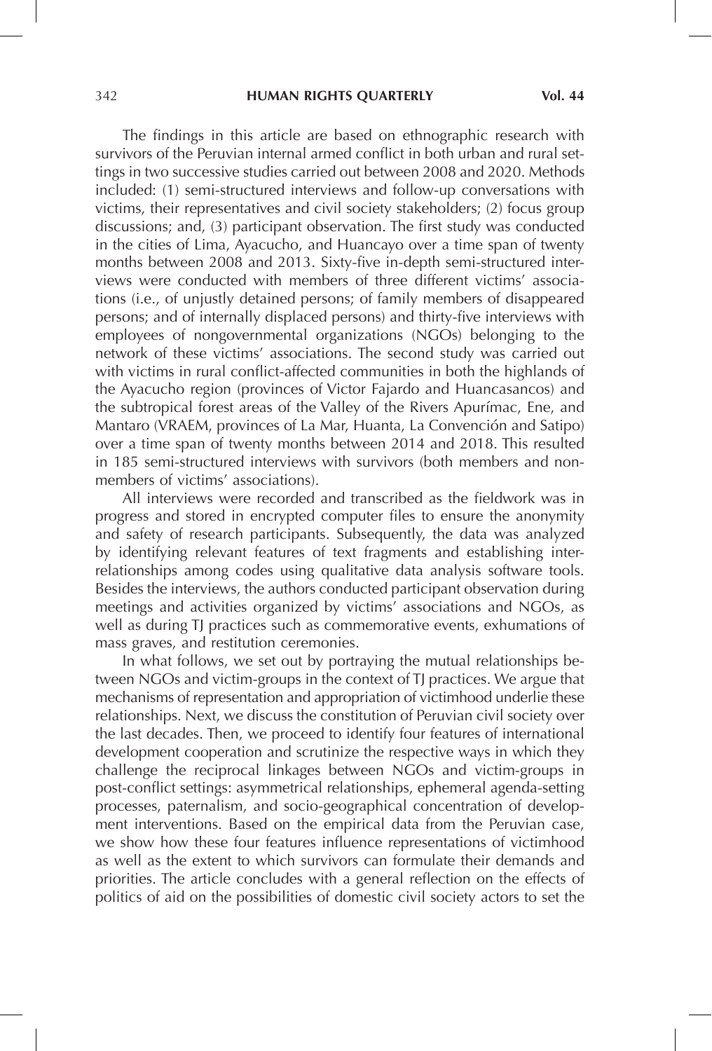The findings in this article are based on ethnographic research with survivors of the Peruvian internal armed conflict in both urban and rural settings in two successive studies carried out between 2008 and 2020. Methods included: (1) semi-structured interviews and follow-up conversations with victims, their representatives and civil society stakeholders; (2) focus group discussions; and, (3) participant observation. The first study was conducted in the cities of Lima, Ayacucho, and Huancayo over a time span of twenty months between 2008 and 2013. Sixty-five in-depth semi-structured interviews were conducted with members of three different victims' associations (i.e., of unjustly detained persons; of family members of disappeared persons; and of internally displaced persons) and thirty-five interviews with employees of nongovernmental organizations (NGOs) belonging to the network of these victims' associations. The second study was carried out with victims in rural conflict-affected communities in both the highlands of the Ayacucho region (provinces of Victor Fajardo and Huancasancos) and the subtropical forest areas of the Valley of the Rivers Apurímac, Ene, and Mantaro (VRAEM, provinces of La Mar, Huanta, La Convención and Satipo) over a time span of twenty months between 2014 and 2018. This resulted in 185 semi-structured interviews with survivors (both members and non-members of victims' associations).

All interviews were recorded and transcribed as the fieldwork was in progress and stored in encrypted computer files to ensure the anonymity and safety of research participants. Subsequently, the data was analyzed by identifying relevant features of text fragments and establishing interrelationships among codes using qualitative data analysis software tools. Besides the interviews, the authors conducted participant observation during meetings and activities organized by victims' associations and NGOs, as well as during TJ practices such as commemorative events, exhumations of mass graves, and restitution ceremonies.

In what follows, we set out by portraying the mutual relationships between NGOs and victim-groups in the context of TJ practices. We argue that mechanisms of representation and appropriation of victimhood underlie these relationships. Next, we discuss the constitution of Peruvian civil society over the last decades. Then, we proceed to identify four features of international development cooperation and scrutinize the respective ways in which they challenge the reciprocal linkages between NGOs and victim-groups in post-conflict settings: asymmetrical relationships, ephemeral agenda-setting processes, paternalism, and socio-geographical concentration of development interventions. Based on the empirical data from the Peruvian case, we show how these four features influence representations of victimhood as well as the extent to which survivors can formulate their demands and priorities. The article concludes with a general reflection on the effects of politics of aid on the possibilities of domestic civil society actors to set the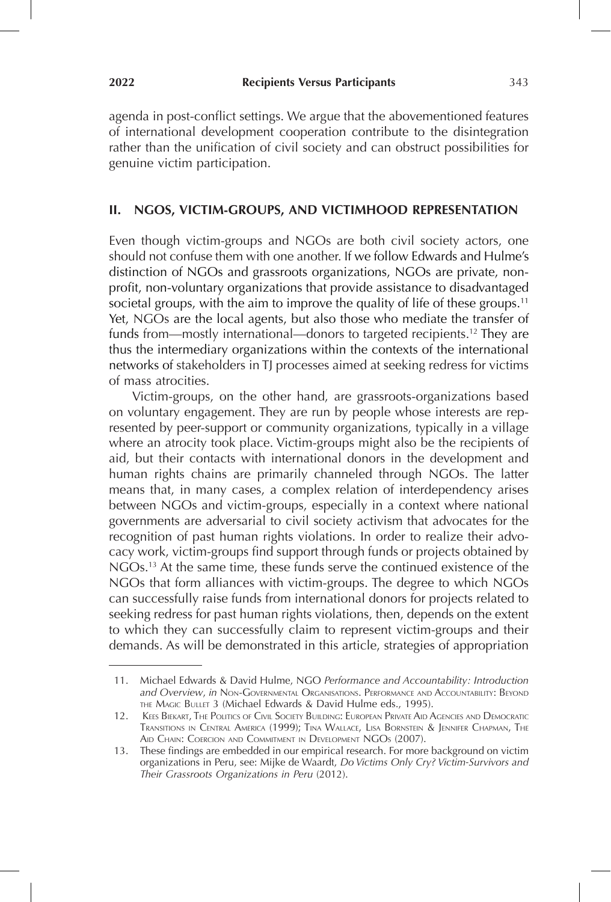agenda in post-conflict settings. We argue that the abovementioned features of international development cooperation contribute to the disintegration rather than the unification of civil society and can obstruct possibilities for genuine victim participation.

## II. NGOS, VICTIM-GROUPS, AND VICTIMHOOD REPRESENTATION

Even though victim-groups and NGOs are both civil society actors, one should not confuse them with one another. If we follow Edwards and Hulme's distinction of NGOs and grassroots organizations, NGOs are private, non-profit, non-voluntary organizations that provide assistance to disadvantaged societal groups, with the aim to improve the quality of life of these groups.[11] Yet, NGOs are the local agents, but also those who mediate the transfer of funds from—mostly international—donors to targeted recipients.[12] They are thus the intermediary organizations within the contexts of the international networks of stakeholders in TJ processes aimed at seeking redress for victims of mass atrocities.

Victim-groups, on the other hand, are grassroots-organizations based on voluntary engagement. They are run by people whose interests are represented by peer-support or community organizations, typically in a village where an atrocity took place. Victim-groups might also be the recipients of aid, but their contacts with international donors in the development and human rights chains are primarily channeled through NGOs. The latter means that, in many cases, a complex relation of interdependency arises between NGOs and victim-groups, especially in a context where national governments are adversarial to civil society activism that advocates for the recognition of past human rights violations. In order to realize their advocacy work, victim-groups find support through funds or projects obtained by NGOs.[13] At the same time, these funds serve the continued existence of the NGOs that form alliances with victim-groups. The degree to which NGOs can successfully raise funds from international donors for projects related to seeking redress for past human rights violations, then, depends on the extent to which they can successfully claim to represent victim-groups and their demands. As will be demonstrated in this article, strategies of appropriation

---

11. Michael Edwards & David Hulme, NGO *Performance and Accountability: Introduction and Overview*, *in* Non-Governmental Organisations. Performance and Accountability: Beyond the Magic Bullet 3 (Michael Edwards & David Hulme eds., 1995).
12. Kees Biekart, The Politics of Civil Society Building: European Private Aid Agencies and Democratic Transitions in Central America (1999); Tina Wallace, Lisa Bornstein & Jennifer Chapman, The Aid Chain: Coercion and Commitment in Development NGOs (2007).
13. These findings are embedded in our empirical research. For more background on victim organizations in Peru, see: Mijke de Waardt, *Do Victims Only Cry? Victim-Survivors and Their Grassroots Organizations in Peru* (2012).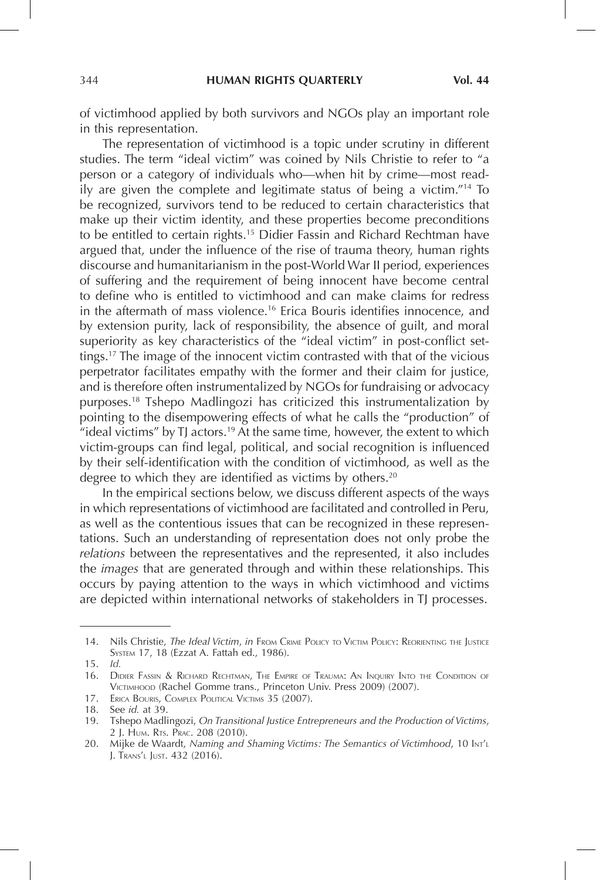of victimhood applied by both survivors and NGOs play an important role in this representation.

The representation of victimhood is a topic under scrutiny in different studies. The term "ideal victim" was coined by Nils Christie to refer to "a person or a category of individuals who—when hit by crime—most readily are given the complete and legitimate status of being a victim."[14] To be recognized, survivors tend to be reduced to certain characteristics that make up their victim identity, and these properties become preconditions to be entitled to certain rights.[15] Didier Fassin and Richard Rechtman have argued that, under the influence of the rise of trauma theory, human rights discourse and humanitarianism in the post-World War II period, experiences of suffering and the requirement of being innocent have become central to define who is entitled to victimhood and can make claims for redress in the aftermath of mass violence.[16] Erica Bouris identifies innocence, and by extension purity, lack of responsibility, the absence of guilt, and moral superiority as key characteristics of the "ideal victim" in post-conflict settings.[17] The image of the innocent victim contrasted with that of the vicious perpetrator facilitates empathy with the former and their claim for justice, and is therefore often instrumentalized by NGOs for fundraising or advocacy purposes.[18] Tshepo Madlingozi has criticized this instrumentalization by pointing to the disempowering effects of what he calls the "production" of "ideal victims" by TJ actors.[19] At the same time, however, the extent to which victim-groups can find legal, political, and social recognition is influenced by their self-identification with the condition of victimhood, as well as the degree to which they are identified as victims by others.[20]

In the empirical sections below, we discuss different aspects of the ways in which representations of victimhood are facilitated and controlled in Peru, as well as the contentious issues that can be recognized in these representations. Such an understanding of representation does not only probe the *relations* between the representatives and the represented, it also includes the *images* that are generated through and within these relationships. This occurs by paying attention to the ways in which victimhood and victims are depicted within international networks of stakeholders in TJ processes.

---

14. Nils Christie, *The Ideal Victim*, *in* From Crime Policy to Victim Policy: Reorienting the Justice System 17, 18 (Ezzat A. Fattah ed., 1986).
15. *Id.*
16. Didier Fassin & Richard Rechtman, The Empire of Trauma: An Inquiry Into the Condition of Victimhood (Rachel Gomme trans., Princeton Univ. Press 2009) (2007).
17. Erica Bouris, Complex Political Victims 35 (2007).
18. See *id.* at 39.
19. Tshepo Madlingozi, *On Transitional Justice Entrepreneurs and the Production of Victims*, 2 J. Hum. Rts. Prac. 208 (2010).
20. Mijke de Waardt, *Naming and Shaming Victims: The Semantics of Victimhood*, 10 Int'l J. Trans'l Just. 432 (2016).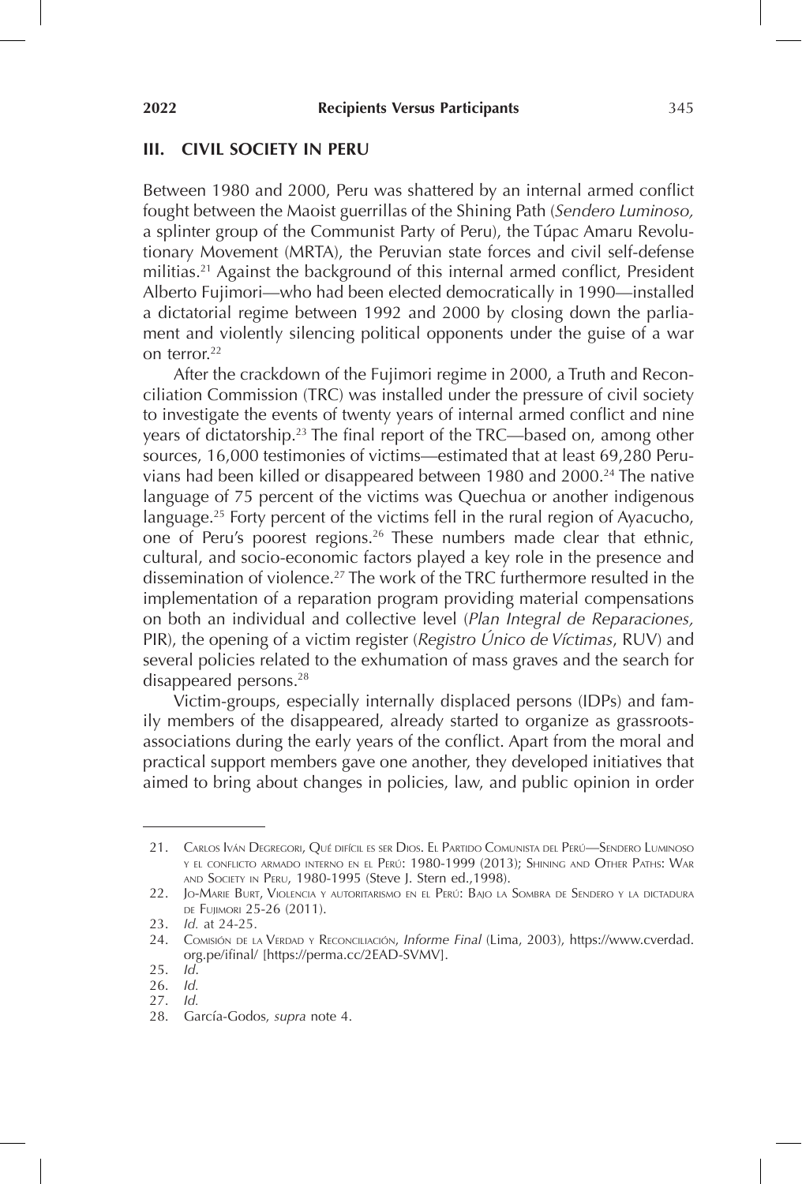## III. CIVIL SOCIETY IN PERU

Between 1980 and 2000, Peru was shattered by an internal armed conflict fought between the Maoist guerrillas of the Shining Path (*Sendero Luminoso,* a splinter group of the Communist Party of Peru), the Túpac Amaru Revolutionary Movement (MRTA), the Peruvian state forces and civil self-defense militias.[21] Against the background of this internal armed conflict, President Alberto Fujimori—who had been elected democratically in 1990—installed a dictatorial regime between 1992 and 2000 by closing down the parliament and violently silencing political opponents under the guise of a war on terror.[22]

After the crackdown of the Fujimori regime in 2000, a Truth and Reconciliation Commission (TRC) was installed under the pressure of civil society to investigate the events of twenty years of internal armed conflict and nine years of dictatorship.[23] The final report of the TRC—based on, among other sources, 16,000 testimonies of victims—estimated that at least 69,280 Peruvians had been killed or disappeared between 1980 and 2000.[24] The native language of 75 percent of the victims was Quechua or another indigenous language.[25] Forty percent of the victims fell in the rural region of Ayacucho, one of Peru's poorest regions.[26] These numbers made clear that ethnic, cultural, and socio-economic factors played a key role in the presence and dissemination of violence.[27] The work of the TRC furthermore resulted in the implementation of a reparation program providing material compensations on both an individual and collective level (*Plan Integral de Reparaciones,* PIR), the opening of a victim register (*Registro Único de Víctimas*, RUV) and several policies related to the exhumation of mass graves and the search for disappeared persons.[28]

Victim-groups, especially internally displaced persons (IDPs) and family members of the disappeared, already started to organize as grassroots-associations during the early years of the conflict. Apart from the moral and practical support members gave one another, they developed initiatives that aimed to bring about changes in policies, law, and public opinion in order

---

21. Carlos Iván Degregori, Qué difícil es ser Dios. El Partido Comunista del Perú—Sendero Luminoso y el conflicto armado interno en el Perú: 1980-1999 (2013); Shining and Other Paths: War and Society in Peru, 1980-1995 (Steve J. Stern ed.,1998).
22. Jo-Marie Burt, Violencia y autoritarismo en el Perú: Bajo la Sombra de Sendero y la dictadura de Fujimori 25-26 (2011).
23. *Id.* at 24-25.
24. Comisión de la Verdad y Reconciliación, *Informe Final* (Lima, 2003), https://www.cverdad.org.pe/ifinal/ [https://perma.cc/2EAD-SVMV].
25. *Id.*
26. *Id.*
27. *Id.*
28. García-Godos, *supra* note 4.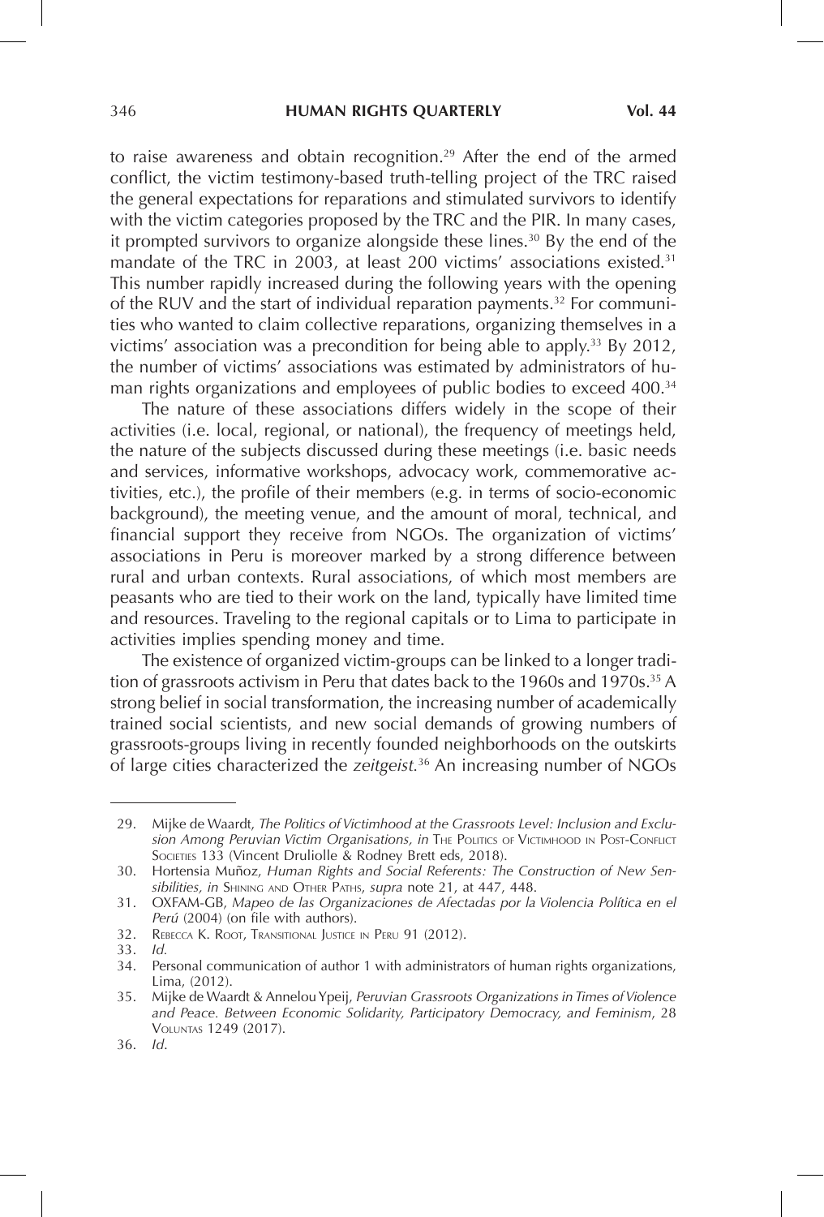to raise awareness and obtain recognition.[29] After the end of the armed conflict, the victim testimony-based truth-telling project of the TRC raised the general expectations for reparations and stimulated survivors to identify with the victim categories proposed by the TRC and the PIR. In many cases, it prompted survivors to organize alongside these lines.[30] By the end of the mandate of the TRC in 2003, at least 200 victims' associations existed.[31] This number rapidly increased during the following years with the opening of the RUV and the start of individual reparation payments.[32] For communities who wanted to claim collective reparations, organizing themselves in a victims' association was a precondition for being able to apply.[33] By 2012, the number of victims' associations was estimated by administrators of human rights organizations and employees of public bodies to exceed 400.[34]

The nature of these associations differs widely in the scope of their activities (i.e. local, regional, or national), the frequency of meetings held, the nature of the subjects discussed during these meetings (i.e. basic needs and services, informative workshops, advocacy work, commemorative activities, etc.), the profile of their members (e.g. in terms of socio-economic background), the meeting venue, and the amount of moral, technical, and financial support they receive from NGOs. The organization of victims' associations in Peru is moreover marked by a strong difference between rural and urban contexts. Rural associations, of which most members are peasants who are tied to their work on the land, typically have limited time and resources. Traveling to the regional capitals or to Lima to participate in activities implies spending money and time.

The existence of organized victim-groups can be linked to a longer tradition of grassroots activism in Peru that dates back to the 1960s and 1970s.[35] A strong belief in social transformation, the increasing number of academically trained social scientists, and new social demands of growing numbers of grassroots-groups living in recently founded neighborhoods on the outskirts of large cities characterized the *zeitgeist*.[36] An increasing number of NGOs

---

29. Mijke de Waardt, *The Politics of Victimhood at the Grassroots Level: Inclusion and Exclusion Among Peruvian Victim Organisations, in* The Politics of Victimhood in Post-Conflict Societies 133 (Vincent Druliolle & Rodney Brett eds, 2018).
30. Hortensia Muñoz, *Human Rights and Social Referents: The Construction of New Sensibilities, in* Shining and Other Paths, *supra* note 21, at 447, 448.
31. OXFAM-GB, *Mapeo de las Organizaciones de Afectadas por la Violencia Política en el Perú* (2004) (on file with authors).
32. Rebecca K. Root, Transitional Justice in Peru 91 (2012).
33. *Id.*
34. Personal communication of author 1 with administrators of human rights organizations, Lima, (2012).
35. Mijke de Waardt & Annelou Ypeij, *Peruvian Grassroots Organizations in Times of Violence and Peace. Between Economic Solidarity, Participatory Democracy, and Feminism*, 28 Voluntas 1249 (2017).
36. *Id.*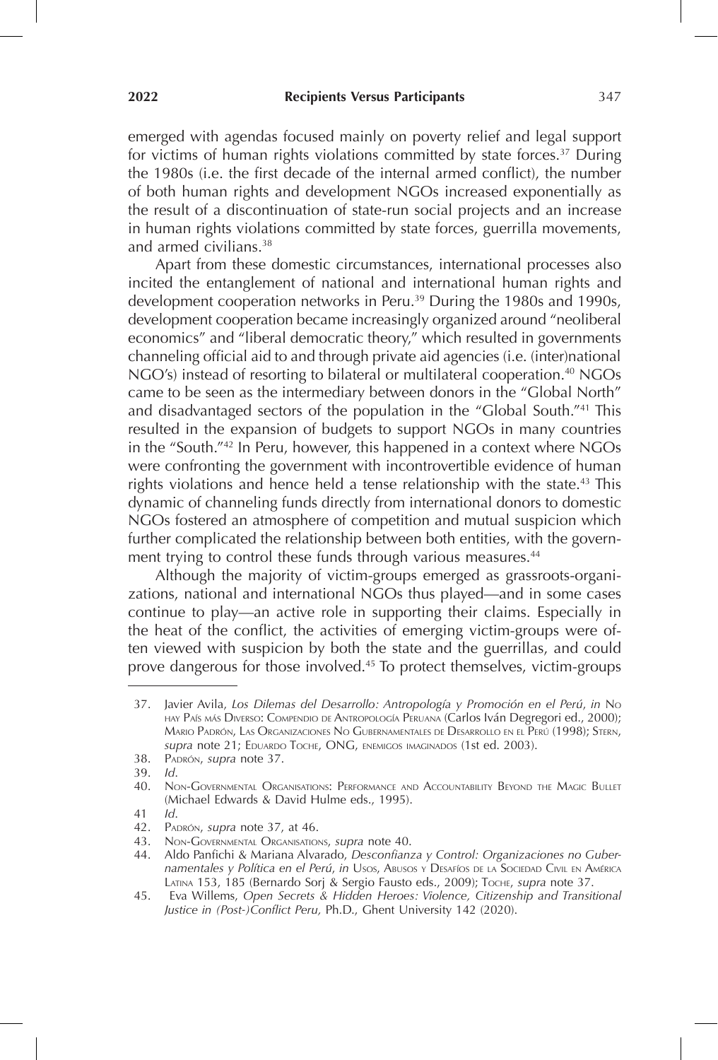emerged with agendas focused mainly on poverty relief and legal support for victims of human rights violations committed by state forces.[37] During the 1980s (i.e. the first decade of the internal armed conflict), the number of both human rights and development NGOs increased exponentially as the result of a discontinuation of state-run social projects and an increase in human rights violations committed by state forces, guerrilla movements, and armed civilians.[38]

Apart from these domestic circumstances, international processes also incited the entanglement of national and international human rights and development cooperation networks in Peru.[39] During the 1980s and 1990s, development cooperation became increasingly organized around "neoliberal economics" and "liberal democratic theory," which resulted in governments channeling official aid to and through private aid agencies (i.e. (inter)national NGO's) instead of resorting to bilateral or multilateral cooperation.[40] NGOs came to be seen as the intermediary between donors in the "Global North" and disadvantaged sectors of the population in the "Global South."[41] This resulted in the expansion of budgets to support NGOs in many countries in the "South."[42] In Peru, however, this happened in a context where NGOs were confronting the government with incontrovertible evidence of human rights violations and hence held a tense relationship with the state.[43] This dynamic of channeling funds directly from international donors to domestic NGOs fostered an atmosphere of competition and mutual suspicion which further complicated the relationship between both entities, with the government trying to control these funds through various measures.[44]

Although the majority of victim-groups emerged as grassroots-organizations, national and international NGOs thus played—and in some cases continue to play—an active role in supporting their claims. Especially in the heat of the conflict, the activities of emerging victim-groups were often viewed with suspicion by both the state and the guerrillas, and could prove dangerous for those involved.[45] To protect themselves, victim-groups

---

37. Javier Avila, *Los Dilemas del Desarrollo: Antropología y Promoción en el Perú*, *in* No hay País más Diverso: Compendio de Antropología Peruana (Carlos Iván Degregori ed., 2000); Mario Padrón, Las Organizaciones No Gubernamentales de Desarrollo en el Perú (1998); Stern, *supra* note 21; Eduardo Toche, ONG, enemigos imaginados (1st ed. 2003).
38. Padrón, *supra* note 37.
39. *Id.*
40. Non-Governmental Organisations: Performance and Accountability Beyond the Magic Bullet (Michael Edwards & David Hulme eds., 1995).
41. *Id.*
42. Padrón, *supra* note 37, at 46.
43. Non-Governmental Organisations, *supra* note 40.
44. Aldo Panfichi & Mariana Alvarado, *Desconfianza y Control: Organizaciones no Gubernamentales y Política en el Perú*, *in* Usos, Abusos y Desafíos de la Sociedad Civil en América Latina 153, 185 (Bernardo Sorj & Sergio Fausto eds., 2009); Toche, *supra* note 37.
45. Eva Willems, *Open Secrets & Hidden Heroes: Violence, Citizenship and Transitional Justice in (Post-)Conflict Peru,* Ph.D., Ghent University 142 (2020).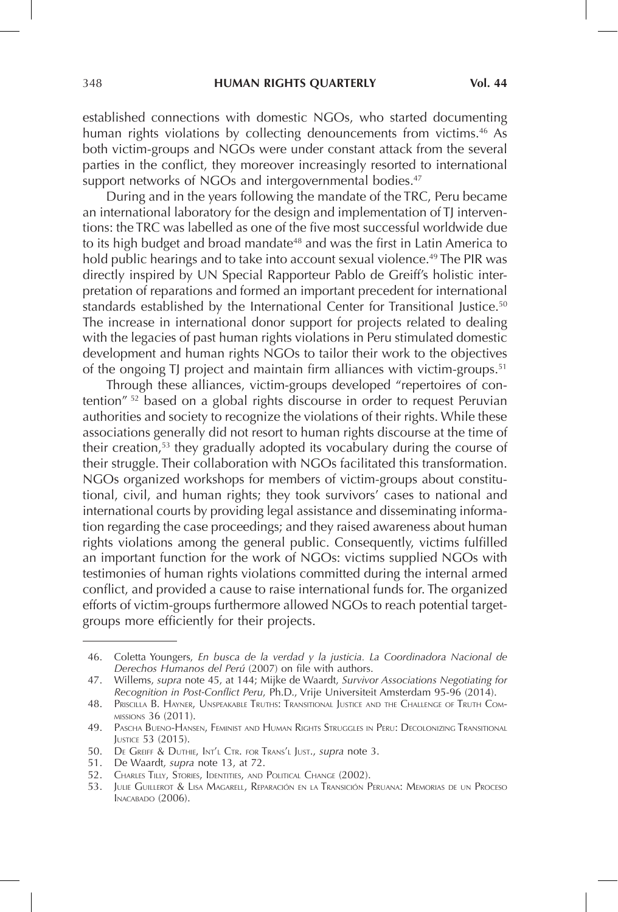established connections with domestic NGOs, who started documenting human rights violations by collecting denouncements from victims.[46] As both victim-groups and NGOs were under constant attack from the several parties in the conflict, they moreover increasingly resorted to international support networks of NGOs and intergovernmental bodies.[47]

During and in the years following the mandate of the TRC, Peru became an international laboratory for the design and implementation of TJ interventions: the TRC was labelled as one of the five most successful worldwide due to its high budget and broad mandate[48] and was the first in Latin America to hold public hearings and to take into account sexual violence.[49] The PIR was directly inspired by UN Special Rapporteur Pablo de Greiff's holistic interpretation of reparations and formed an important precedent for international standards established by the International Center for Transitional Justice.[50] The increase in international donor support for projects related to dealing with the legacies of past human rights violations in Peru stimulated domestic development and human rights NGOs to tailor their work to the objectives of the ongoing TJ project and maintain firm alliances with victim-groups.[51]

Through these alliances, victim-groups developed "repertoires of contention" [52] based on a global rights discourse in order to request Peruvian authorities and society to recognize the violations of their rights. While these associations generally did not resort to human rights discourse at the time of their creation,[53] they gradually adopted its vocabulary during the course of their struggle. Their collaboration with NGOs facilitated this transformation. NGOs organized workshops for members of victim-groups about constitutional, civil, and human rights; they took survivors' cases to national and international courts by providing legal assistance and disseminating information regarding the case proceedings; and they raised awareness about human rights violations among the general public. Consequently, victims fulfilled an important function for the work of NGOs: victims supplied NGOs with testimonies of human rights violations committed during the internal armed conflict, and provided a cause to raise international funds for. The organized efforts of victim-groups furthermore allowed NGOs to reach potential target-groups more efficiently for their projects.

---

46. Coletta Youngers, *En busca de la verdad y la justicia. La Coordinadora Nacional de Derechos Humanos del Perú* (2007) on file with authors.
47. Willems, *supra* note 45, at 144; Mijke de Waardt, *Survivor Associations Negotiating for Recognition in Post-Conflict Peru*, Ph.D., Vrije Universiteit Amsterdam 95-96 (2014).
48. Priscilla B. Hayner, Unspeakable Truths: Transitional Justice and the Challenge of Truth Commissions 36 (2011).
49. Pascha Bueno-Hansen, Feminist and Human Rights Struggles in Peru: Decolonizing Transitional Justice 53 (2015).
50. De Greiff & Duthie, Int'l Ctr. for Trans'l Just., *supra* note 3.
51. De Waardt, *supra* note 13, at 72.
52. Charles Tilly, Stories, Identities, and Political Change (2002).
53. Julie Guillerot & Lisa Magarell, Reparación en la Transición Peruana: Memorias de un Proceso Inacabado (2006).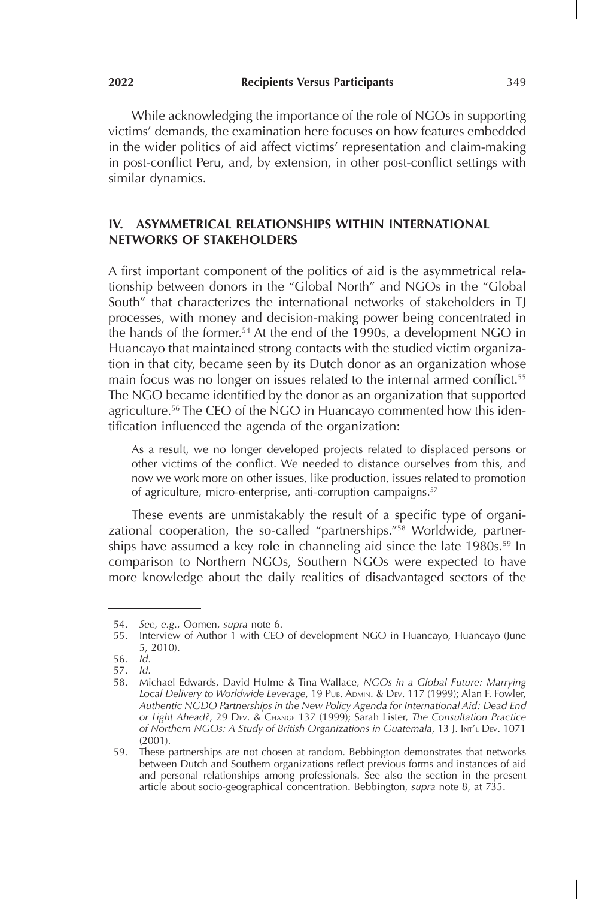While acknowledging the importance of the role of NGOs in supporting victims' demands, the examination here focuses on how features embedded in the wider politics of aid affect victims' representation and claim-making in post-conflict Peru, and, by extension, in other post-conflict settings with similar dynamics.

## IV. ASYMMETRICAL RELATIONSHIPS WITHIN INTERNATIONAL NETWORKS OF STAKEHOLDERS

A first important component of the politics of aid is the asymmetrical relationship between donors in the "Global North" and NGOs in the "Global South" that characterizes the international networks of stakeholders in TJ processes, with money and decision-making power being concentrated in the hands of the former.[54] At the end of the 1990s, a development NGO in Huancayo that maintained strong contacts with the studied victim organization in that city, became seen by its Dutch donor as an organization whose main focus was no longer on issues related to the internal armed conflict.[55] The NGO became identified by the donor as an organization that supported agriculture.[56] The CEO of the NGO in Huancayo commented how this identification influenced the agenda of the organization:

> As a result, we no longer developed projects related to displaced persons or other victims of the conflict. We needed to distance ourselves from this, and now we work more on other issues, like production, issues related to promotion of agriculture, micro-enterprise, anti-corruption campaigns.[57]

These events are unmistakably the result of a specific type of organizational cooperation, the so-called "partnerships."[58] Worldwide, partnerships have assumed a key role in channeling aid since the late 1980s.[59] In comparison to Northern NGOs, Southern NGOs were expected to have more knowledge about the daily realities of disadvantaged sectors of the

---

54. *See, e.g.*, Oomen, *supra* note 6.
55. Interview of Author 1 with CEO of development NGO in Huancayo, Huancayo (June 5, 2010).
56. *Id.*
57. *Id.*
58. Michael Edwards, David Hulme & Tina Wallace, *NGOs in a Global Future: Marrying Local Delivery to Worldwide Leverage*, 19 Pub. Admin. & Dev. 117 (1999); Alan F. Fowler, *Authentic NGDO Partnerships in the New Policy Agenda for International Aid: Dead End or Light Ahead?*, 29 Dev. & Change 137 (1999); Sarah Lister, *The Consultation Practice of Northern NGOs: A Study of British Organizations in Guatemala*, 13 J. Int'l Dev. 1071 (2001).
59. These partnerships are not chosen at random. Bebbington demonstrates that networks between Dutch and Southern organizations reflect previous forms and instances of aid and personal relationships among professionals. See also the section in the present article about socio-geographical concentration. Bebbington, *supra* note 8, at 735.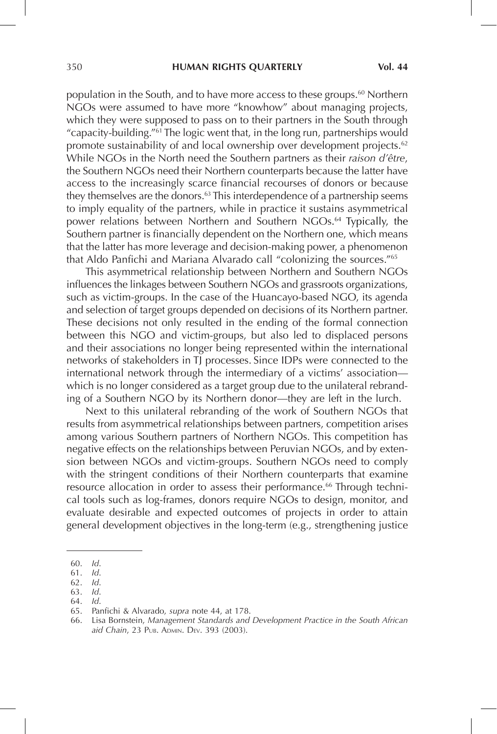population in the South, and to have more access to these groups.[60] Northern NGOs were assumed to have more "knowhow" about managing projects, which they were supposed to pass on to their partners in the South through "capacity-building."[61] The logic went that, in the long run, partnerships would promote sustainability of and local ownership over development projects.[62] While NGOs in the North need the Southern partners as their *raison d'être*, the Southern NGOs need their Northern counterparts because the latter have access to the increasingly scarce financial recourses of donors or because they themselves are the donors.[63] This interdependence of a partnership seems to imply equality of the partners, while in practice it sustains asymmetrical power relations between Northern and Southern NGOs.[64] Typically, the Southern partner is financially dependent on the Northern one, which means that the latter has more leverage and decision-making power, a phenomenon that Aldo Panfichi and Mariana Alvarado call "colonizing the sources."[65]

This asymmetrical relationship between Northern and Southern NGOs influences the linkages between Southern NGOs and grassroots organizations, such as victim-groups. In the case of the Huancayo-based NGO, its agenda and selection of target groups depended on decisions of its Northern partner. These decisions not only resulted in the ending of the formal connection between this NGO and victim-groups, but also led to displaced persons and their associations no longer being represented within the international networks of stakeholders in TJ processes. Since IDPs were connected to the international network through the intermediary of a victims' association—which is no longer considered as a target group due to the unilateral rebranding of a Southern NGO by its Northern donor—they are left in the lurch.

Next to this unilateral rebranding of the work of Southern NGOs that results from asymmetrical relationships between partners, competition arises among various Southern partners of Northern NGOs. This competition has negative effects on the relationships between Peruvian NGOs, and by extension between NGOs and victim-groups. Southern NGOs need to comply with the stringent conditions of their Northern counterparts that examine resource allocation in order to assess their performance.[66] Through technical tools such as log-frames, donors require NGOs to design, monitor, and evaluate desirable and expected outcomes of projects in order to attain general development objectives in the long-term (e.g., strengthening justice

---

60. *Id.*
61. *Id.*
62. *Id.*
63. *Id.*
64. *Id.*
65. Panfichi & Alvarado, *supra* note 44, at 178.
66. Lisa Bornstein, *Management Standards and Development Practice in the South African aid Chain*, 23 Pub. Admin. Dev. 393 (2003).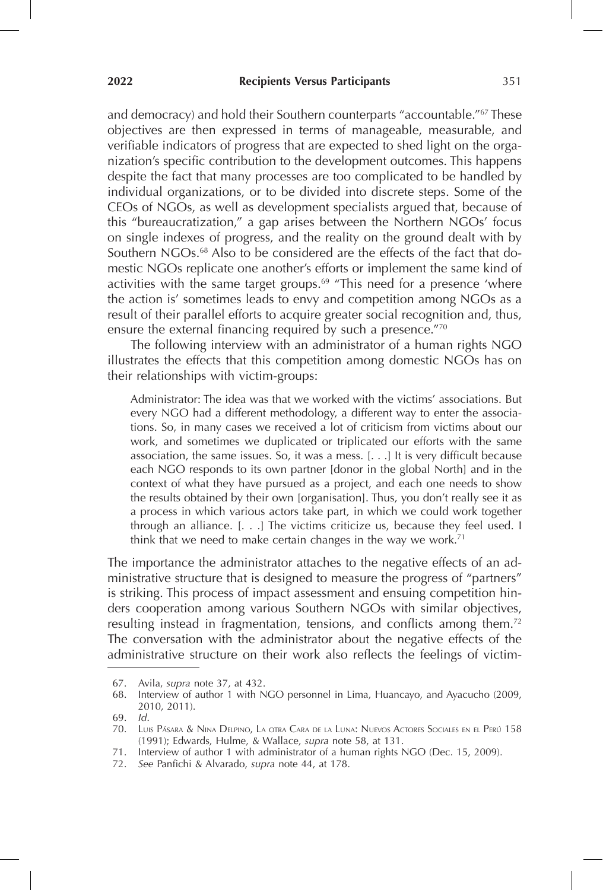and democracy) and hold their Southern counterparts "accountable."[67] These objectives are then expressed in terms of manageable, measurable, and verifiable indicators of progress that are expected to shed light on the organization's specific contribution to the development outcomes. This happens despite the fact that many processes are too complicated to be handled by individual organizations, or to be divided into discrete steps. Some of the CEOs of NGOs, as well as development specialists argued that, because of this "bureaucratization," a gap arises between the Northern NGOs' focus on single indexes of progress, and the reality on the ground dealt with by Southern NGOs.[68] Also to be considered are the effects of the fact that domestic NGOs replicate one another's efforts or implement the same kind of activities with the same target groups.[69] "This need for a presence 'where the action is' sometimes leads to envy and competition among NGOs as a result of their parallel efforts to acquire greater social recognition and, thus, ensure the external financing required by such a presence."[70]

The following interview with an administrator of a human rights NGO illustrates the effects that this competition among domestic NGOs has on their relationships with victim-groups:

> Administrator: The idea was that we worked with the victims' associations. But every NGO had a different methodology, a different way to enter the associations. So, in many cases we received a lot of criticism from victims about our work, and sometimes we duplicated or triplicated our efforts with the same association, the same issues. So, it was a mess. [. . .] It is very difficult because each NGO responds to its own partner [donor in the global North] and in the context of what they have pursued as a project, and each one needs to show the results obtained by their own [organisation]. Thus, you don't really see it as a process in which various actors take part, in which we could work together through an alliance. [. . .] The victims criticize us, because they feel used. I think that we need to make certain changes in the way we work.[71]

The importance the administrator attaches to the negative effects of an administrative structure that is designed to measure the progress of "partners" is striking. This process of impact assessment and ensuing competition hinders cooperation among various Southern NGOs with similar objectives, resulting instead in fragmentation, tensions, and conflicts among them.[72] The conversation with the administrator about the negative effects of the administrative structure on their work also reflects the feelings of victim-

---

67. Avila, *supra* note 37, at 432.
68. Interview of author 1 with NGO personnel in Lima, Huancayo, and Ayacucho (2009, 2010, 2011).
69. *Id.*
70. Luis Pásara & Nina Delpino, La otra Cara de la Luna: Nuevos Actores Sociales en el Perú 158 (1991); Edwards, Hulme, & Wallace, *supra* note 58, at 131.
71. Interview of author 1 with administrator of a human rights NGO (Dec. 15, 2009).
72. *See* Panfichi & Alvarado, *supra* note 44, at 178.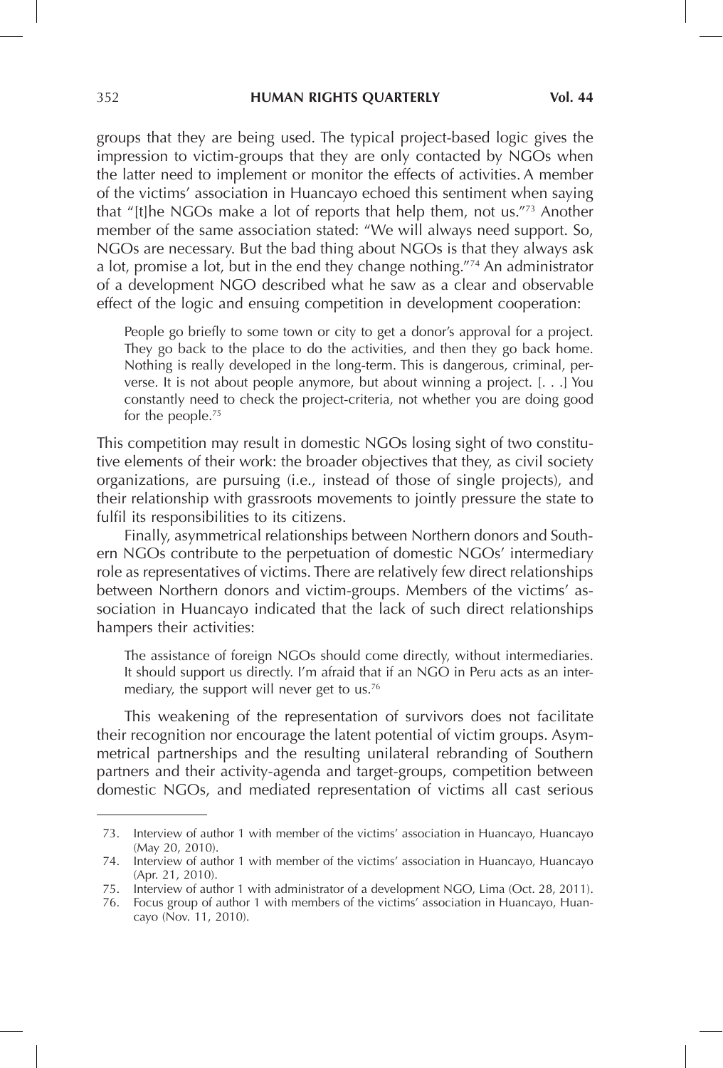groups that they are being used. The typical project-based logic gives the impression to victim-groups that they are only contacted by NGOs when the latter need to implement or monitor the effects of activities. A member of the victims' association in Huancayo echoed this sentiment when saying that "[t]he NGOs make a lot of reports that help them, not us."[73] Another member of the same association stated: "We will always need support. So, NGOs are necessary. But the bad thing about NGOs is that they always ask a lot, promise a lot, but in the end they change nothing."[74] An administrator of a development NGO described what he saw as a clear and observable effect of the logic and ensuing competition in development cooperation:

> People go briefly to some town or city to get a donor's approval for a project. They go back to the place to do the activities, and then they go back home. Nothing is really developed in the long-term. This is dangerous, criminal, perverse. It is not about people anymore, but about winning a project. [. . .] You constantly need to check the project-criteria, not whether you are doing good for the people.[75]

This competition may result in domestic NGOs losing sight of two constitutive elements of their work: the broader objectives that they, as civil society organizations, are pursuing (i.e., instead of those of single projects), and their relationship with grassroots movements to jointly pressure the state to fulfil its responsibilities to its citizens.

Finally, asymmetrical relationships between Northern donors and Southern NGOs contribute to the perpetuation of domestic NGOs' intermediary role as representatives of victims. There are relatively few direct relationships between Northern donors and victim-groups. Members of the victims' association in Huancayo indicated that the lack of such direct relationships hampers their activities:

> The assistance of foreign NGOs should come directly, without intermediaries. It should support us directly. I'm afraid that if an NGO in Peru acts as an intermediary, the support will never get to us.[76]

This weakening of the representation of survivors does not facilitate their recognition nor encourage the latent potential of victim groups. Asymmetrical partnerships and the resulting unilateral rebranding of Southern partners and their activity-agenda and target-groups, competition between domestic NGOs, and mediated representation of victims all cast serious

---

73. Interview of author 1 with member of the victims' association in Huancayo, Huancayo (May 20, 2010).
74. Interview of author 1 with member of the victims' association in Huancayo, Huancayo (Apr. 21, 2010).
75. Interview of author 1 with administrator of a development NGO, Lima (Oct. 28, 2011).
76. Focus group of author 1 with members of the victims' association in Huancayo, Huancayo (Nov. 11, 2010).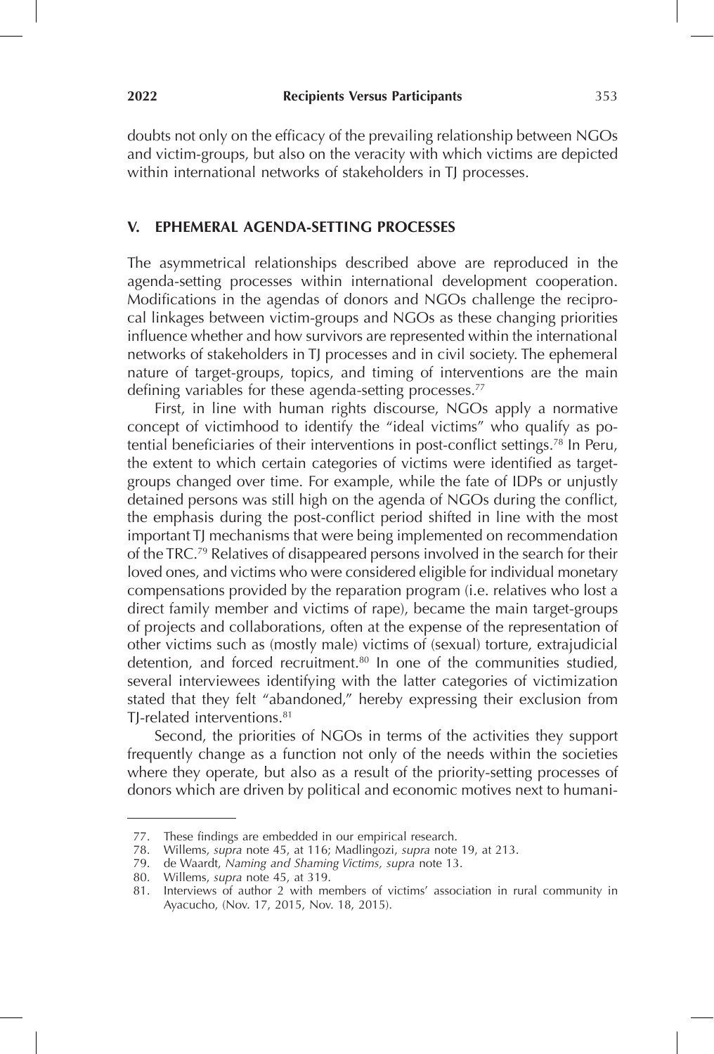doubts not only on the efficacy of the prevailing relationship between NGOs and victim-groups, but also on the veracity with which victims are depicted within international networks of stakeholders in TJ processes.

## V. EPHEMERAL AGENDA-SETTING PROCESSES

The asymmetrical relationships described above are reproduced in the agenda-setting processes within international development cooperation. Modifications in the agendas of donors and NGOs challenge the reciprocal linkages between victim-groups and NGOs as these changing priorities influence whether and how survivors are represented within the international networks of stakeholders in TJ processes and in civil society. The ephemeral nature of target-groups, topics, and timing of interventions are the main defining variables for these agenda-setting processes.[77]

First, in line with human rights discourse, NGOs apply a normative concept of victimhood to identify the "ideal victims" who qualify as potential beneficiaries of their interventions in post-conflict settings.[78] In Peru, the extent to which certain categories of victims were identified as target-groups changed over time. For example, while the fate of IDPs or unjustly detained persons was still high on the agenda of NGOs during the conflict, the emphasis during the post-conflict period shifted in line with the most important TJ mechanisms that were being implemented on recommendation of the TRC.[79] Relatives of disappeared persons involved in the search for their loved ones, and victims who were considered eligible for individual monetary compensations provided by the reparation program (i.e. relatives who lost a direct family member and victims of rape), became the main target-groups of projects and collaborations, often at the expense of the representation of other victims such as (mostly male) victims of (sexual) torture, extrajudicial detention, and forced recruitment.[80] In one of the communities studied, several interviewees identifying with the latter categories of victimization stated that they felt "abandoned," hereby expressing their exclusion from TJ-related interventions.[81]

Second, the priorities of NGOs in terms of the activities they support frequently change as a function not only of the needs within the societies where they operate, but also as a result of the priority-setting processes of donors which are driven by political and economic motives next to humani-

---

77. These findings are embedded in our empirical research.
78. Willems, *supra* note 45, at 116; Madlingozi, *supra* note 19, at 213.
79. de Waardt, *Naming and Shaming Victims, supra* note 13.
80. Willems, *supra* note 45, at 319.
81. Interviews of author 2 with members of victims' association in rural community in Ayacucho, (Nov. 17, 2015, Nov. 18, 2015).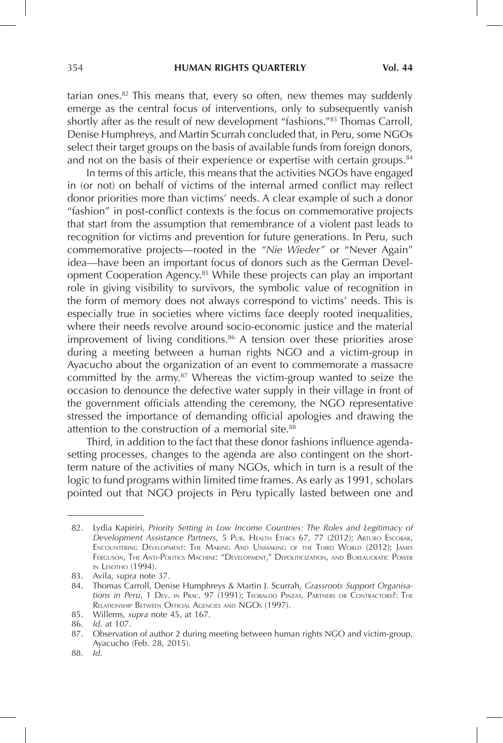tarian ones.[82] This means that, every so often, new themes may suddenly emerge as the central focus of interventions, only to subsequently vanish shortly after as the result of new development "fashions."[83] Thomas Carroll, Denise Humphreys, and Martin Scurrah concluded that, in Peru, some NGOs select their target groups on the basis of available funds from foreign donors, and not on the basis of their experience or expertise with certain groups.[84]

In terms of this article, this means that the activities NGOs have engaged in (or not) on behalf of victims of the internal armed conflict may reflect donor priorities more than victims' needs. A clear example of such a donor "fashion" in post-conflict contexts is the focus on commemorative projects that start from the assumption that remembrance of a violent past leads to recognition for victims and prevention for future generations. In Peru, such commemorative projects—rooted in the *"Nie Wieder"* or "Never Again" idea—have been an important focus of donors such as the German Development Cooperation Agency.[85] While these projects can play an important role in giving visibility to survivors, the symbolic value of recognition in the form of memory does not always correspond to victims' needs. This is especially true in societies where victims face deeply rooted inequalities, where their needs revolve around socio-economic justice and the material improvement of living conditions.[86] A tension over these priorities arose during a meeting between a human rights NGO and a victim-group in Ayacucho about the organization of an event to commemorate a massacre committed by the army.[87] Whereas the victim-group wanted to seize the occasion to denounce the defective water supply in their village in front of the government officials attending the ceremony, the NGO representative stressed the importance of demanding official apologies and drawing the attention to the construction of a memorial site.[88]

Third, in addition to the fact that these donor fashions influence agenda-setting processes, changes to the agenda are also contingent on the short-term nature of the activities of many NGOs, which in turn is a result of the logic to fund programs within limited time frames. As early as 1991, scholars pointed out that NGO projects in Peru typically lasted between one and

---

82. Lydia Kapiriri, *Priority Setting in Low Income Countries: The Roles and Legitimacy of Development Assistance Partners*, 5 Pub. Health Ethics 67, 77 (2012); Arturo Escobar, Encountering Development: The Making And Unmaking of the Third World (2012); James Ferguson, The Anti-Politics Machine: "Development," Depoliticization, and Bureaucratic Power in Lesotho (1994).

83. Avila, *supra* note 37.

84. Thomas Carroll, Denise Humphreys & Martin J. Scurrah, *Grassroots Support Organisations in Peru*, 1 Dev. in Prac. 97 (1991); Teobaldo Pinzas, Partners or Contractors?: The Relationship Between Official Agencies and NGOs (1997).

85. Willems, *supra* note 45, at 167.

86. *Id.* at 107.

87. Observation of author 2 during meeting between human rights NGO and victim-group, Ayacucho (Feb. 28, 2015).

88. *Id.*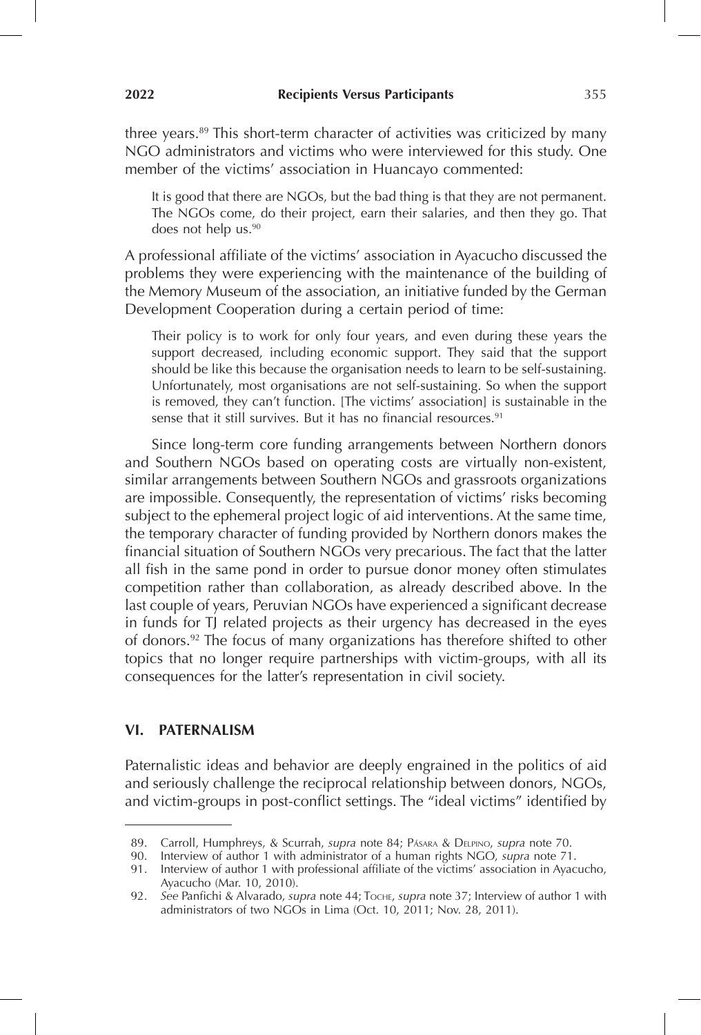three years.[89] This short-term character of activities was criticized by many NGO administrators and victims who were interviewed for this study. One member of the victims' association in Huancayo commented:

> It is good that there are NGOs, but the bad thing is that they are not permanent. The NGOs come, do their project, earn their salaries, and then they go. That does not help us.[90]

A professional affiliate of the victims' association in Ayacucho discussed the problems they were experiencing with the maintenance of the building of the Memory Museum of the association, an initiative funded by the German Development Cooperation during a certain period of time:

> Their policy is to work for only four years, and even during these years the support decreased, including economic support. They said that the support should be like this because the organisation needs to learn to be self-sustaining. Unfortunately, most organisations are not self-sustaining. So when the support is removed, they can't function. [The victims' association] is sustainable in the sense that it still survives. But it has no financial resources.[91]

Since long-term core funding arrangements between Northern donors and Southern NGOs based on operating costs are virtually non-existent, similar arrangements between Southern NGOs and grassroots organizations are impossible. Consequently, the representation of victims' risks becoming subject to the ephemeral project logic of aid interventions. At the same time, the temporary character of funding provided by Northern donors makes the financial situation of Southern NGOs very precarious. The fact that the latter all fish in the same pond in order to pursue donor money often stimulates competition rather than collaboration, as already described above. In the last couple of years, Peruvian NGOs have experienced a significant decrease in funds for TJ related projects as their urgency has decreased in the eyes of donors.[92] The focus of many organizations has therefore shifted to other topics that no longer require partnerships with victim-groups, with all its consequences for the latter's representation in civil society.

## VI. PATERNALISM

Paternalistic ideas and behavior are deeply engrained in the politics of aid and seriously challenge the reciprocal relationship between donors, NGOs, and victim-groups in post-conflict settings. The "ideal victims" identified by

---

89. Carroll, Humphreys, & Scurrah, *supra* note 84; Pásara & Delpino, *supra* note 70.
90. Interview of author 1 with administrator of a human rights NGO, *supra* note 71.
91. Interview of author 1 with professional affiliate of the victims' association in Ayacucho, Ayacucho (Mar. 10, 2010).
92. *See* Panfichi & Alvarado, *supra* note 44; Toche, *supra* note 37; Interview of author 1 with administrators of two NGOs in Lima (Oct. 10, 2011; Nov. 28, 2011).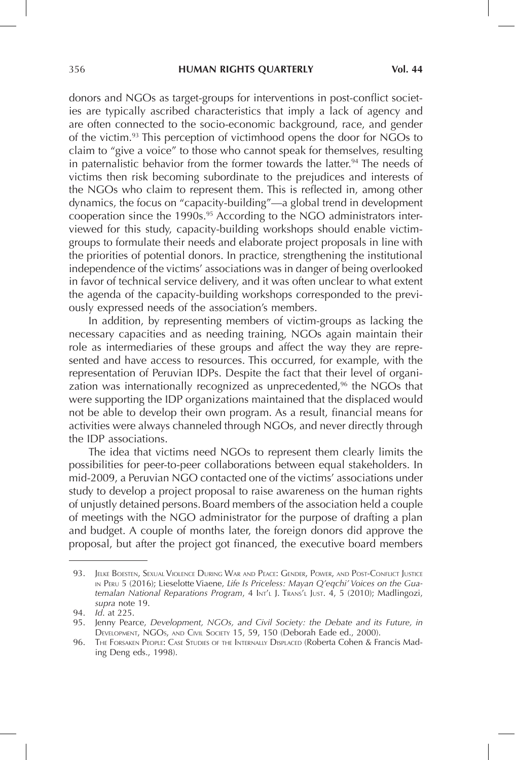donors and NGOs as target-groups for interventions in post-conflict societies are typically ascribed characteristics that imply a lack of agency and are often connected to the socio-economic background, race, and gender of the victim.[93] This perception of victimhood opens the door for NGOs to claim to "give a voice" to those who cannot speak for themselves, resulting in paternalistic behavior from the former towards the latter.[94] The needs of victims then risk becoming subordinate to the prejudices and interests of the NGOs who claim to represent them. This is reflected in, among other dynamics, the focus on "capacity-building"—a global trend in development cooperation since the 1990s.[95] According to the NGO administrators interviewed for this study, capacity-building workshops should enable victim-groups to formulate their needs and elaborate project proposals in line with the priorities of potential donors. In practice, strengthening the institutional independence of the victims' associations was in danger of being overlooked in favor of technical service delivery, and it was often unclear to what extent the agenda of the capacity-building workshops corresponded to the previously expressed needs of the association's members.

In addition, by representing members of victim-groups as lacking the necessary capacities and as needing training, NGOs again maintain their role as intermediaries of these groups and affect the way they are represented and have access to resources. This occurred, for example, with the representation of Peruvian IDPs. Despite the fact that their level of organization was internationally recognized as unprecedented,[96] the NGOs that were supporting the IDP organizations maintained that the displaced would not be able to develop their own program. As a result, financial means for activities were always channeled through NGOs, and never directly through the IDP associations.

The idea that victims need NGOs to represent them clearly limits the possibilities for peer-to-peer collaborations between equal stakeholders. In mid-2009, a Peruvian NGO contacted one of the victims' associations under study to develop a project proposal to raise awareness on the human rights of unjustly detained persons. Board members of the association held a couple of meetings with the NGO administrator for the purpose of drafting a plan and budget. A couple of months later, the foreign donors did approve the proposal, but after the project got financed, the executive board members

---

93. Jelke Boesten, Sexual Violence During War and Peace: Gender, Power, and Post-Conflict Justice in Peru 5 (2016); Lieselotte Viaene, *Life Is Priceless: Mayan Q'eqchi' Voices on the Guatemalan National Reparations Program*, 4 Int'l J. Trans'l Just. 4, 5 (2010); Madlingozi, *supra* note 19.

94. *Id.* at 225.

95. Jenny Pearce, *Development, NGOs, and Civil Society: the Debate and its Future, in* Development, NGOs, and Civil Society 15, 59, 150 (Deborah Eade ed., 2000).

96. The Forsaken People: Case Studies of the Internally Displaced (Roberta Cohen & Francis Mading Deng eds., 1998).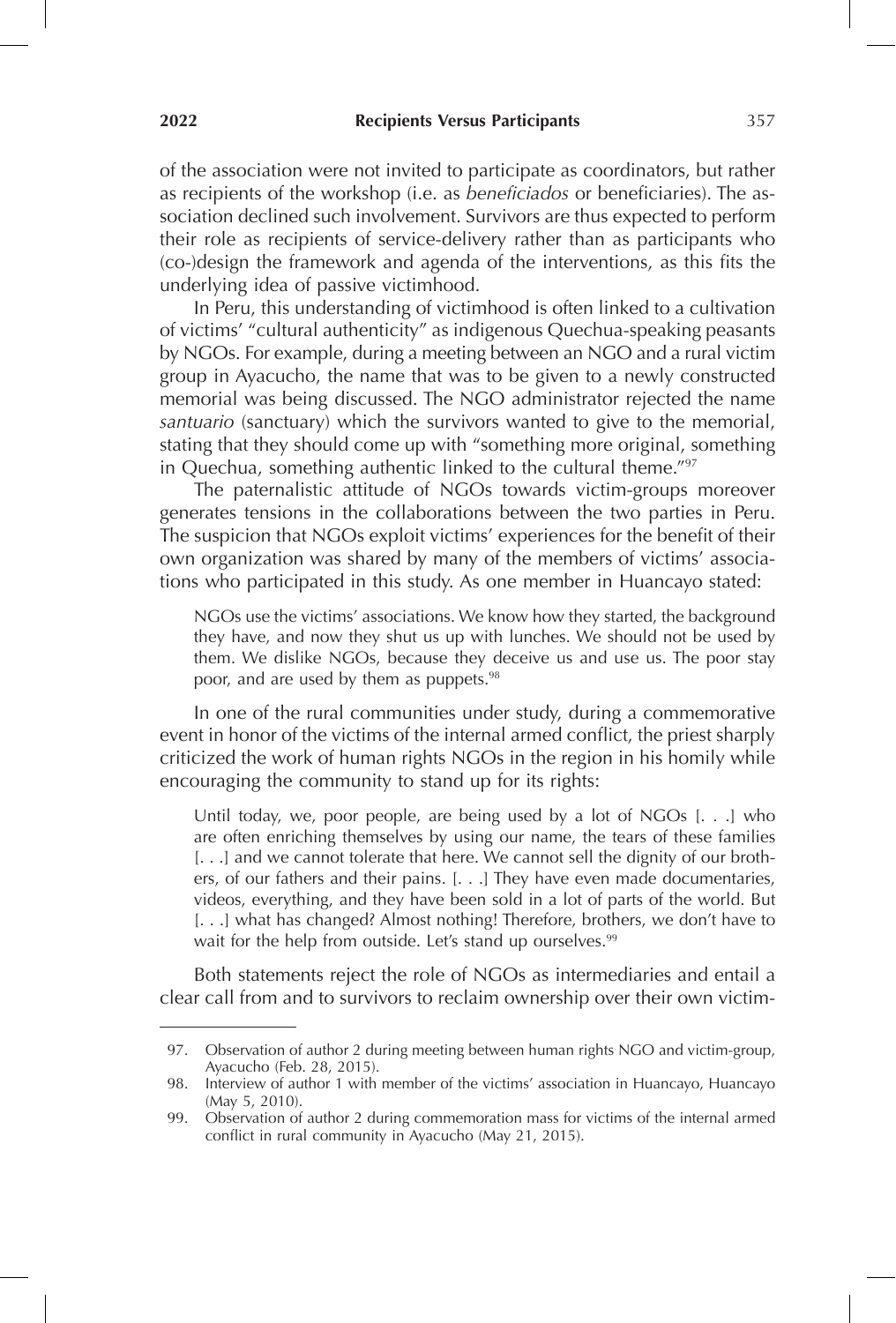of the association were not invited to participate as coordinators, but rather as recipients of the workshop (i.e. as *beneficiados* or beneficiaries). The association declined such involvement. Survivors are thus expected to perform their role as recipients of service-delivery rather than as participants who (co-)design the framework and agenda of the interventions, as this fits the underlying idea of passive victimhood.

In Peru, this understanding of victimhood is often linked to a cultivation of victims' "cultural authenticity" as indigenous Quechua-speaking peasants by NGOs. For example, during a meeting between an NGO and a rural victim group in Ayacucho, the name that was to be given to a newly constructed memorial was being discussed. The NGO administrator rejected the name *santuario* (sanctuary) which the survivors wanted to give to the memorial, stating that they should come up with "something more original, something in Quechua, something authentic linked to the cultural theme."[97]

The paternalistic attitude of NGOs towards victim-groups moreover generates tensions in the collaborations between the two parties in Peru. The suspicion that NGOs exploit victims' experiences for the benefit of their own organization was shared by many of the members of victims' associations who participated in this study. As one member in Huancayo stated:

> NGOs use the victims' associations. We know how they started, the background they have, and now they shut us up with lunches. We should not be used by them. We dislike NGOs, because they deceive us and use us. The poor stay poor, and are used by them as puppets.[98]

In one of the rural communities under study, during a commemorative event in honor of the victims of the internal armed conflict, the priest sharply criticized the work of human rights NGOs in the region in his homily while encouraging the community to stand up for its rights:

> Until today, we, poor people, are being used by a lot of NGOs [. . .] who are often enriching themselves by using our name, the tears of these families [. . .] and we cannot tolerate that here. We cannot sell the dignity of our brothers, of our fathers and their pains. [. . .] They have even made documentaries, videos, everything, and they have been sold in a lot of parts of the world. But [. . .] what has changed? Almost nothing! Therefore, brothers, we don't have to wait for the help from outside. Let's stand up ourselves.[99]

Both statements reject the role of NGOs as intermediaries and entail a clear call from and to survivors to reclaim ownership over their own victim-

---

97. Observation of author 2 during meeting between human rights NGO and victim-group, Ayacucho (Feb. 28, 2015).

98. Interview of author 1 with member of the victims' association in Huancayo, Huancayo (May 5, 2010).

99. Observation of author 2 during commemoration mass for victims of the internal armed conflict in rural community in Ayacucho (May 21, 2015).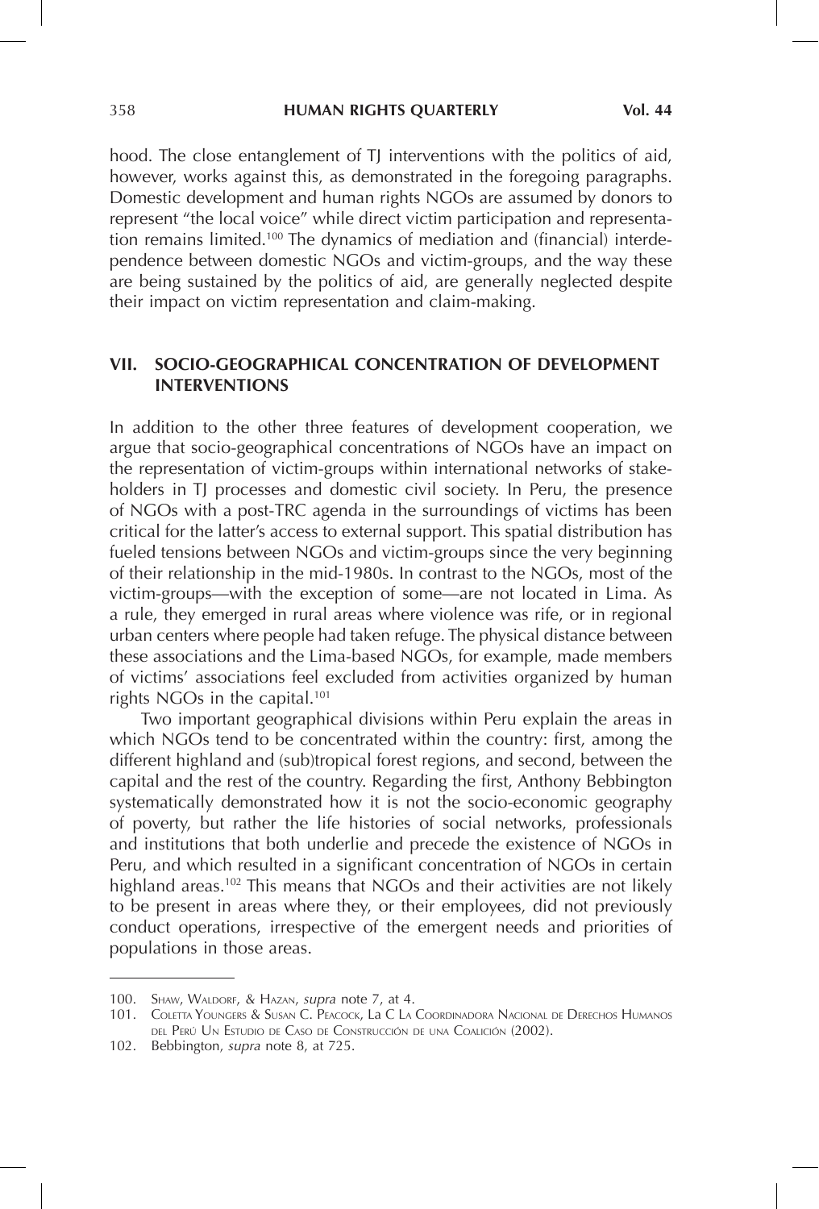hood. The close entanglement of TJ interventions with the politics of aid, however, works against this, as demonstrated in the foregoing paragraphs. Domestic development and human rights NGOs are assumed by donors to represent "the local voice" while direct victim participation and representation remains limited.[100] The dynamics of mediation and (financial) interdependence between domestic NGOs and victim-groups, and the way these are being sustained by the politics of aid, are generally neglected despite their impact on victim representation and claim-making.

## VII. SOCIO-GEOGRAPHICAL CONCENTRATION OF DEVELOPMENT INTERVENTIONS

In addition to the other three features of development cooperation, we argue that socio-geographical concentrations of NGOs have an impact on the representation of victim-groups within international networks of stakeholders in TJ processes and domestic civil society. In Peru, the presence of NGOs with a post-TRC agenda in the surroundings of victims has been critical for the latter's access to external support. This spatial distribution has fueled tensions between NGOs and victim-groups since the very beginning of their relationship in the mid-1980s. In contrast to the NGOs, most of the victim-groups—with the exception of some—are not located in Lima. As a rule, they emerged in rural areas where violence was rife, or in regional urban centers where people had taken refuge. The physical distance between these associations and the Lima-based NGOs, for example, made members of victims' associations feel excluded from activities organized by human rights NGOs in the capital.[101]

Two important geographical divisions within Peru explain the areas in which NGOs tend to be concentrated within the country: first, among the different highland and (sub)tropical forest regions, and second, between the capital and the rest of the country. Regarding the first, Anthony Bebbington systematically demonstrated how it is not the socio-economic geography of poverty, but rather the life histories of social networks, professionals and institutions that both underlie and precede the existence of NGOs in Peru, and which resulted in a significant concentration of NGOs in certain highland areas.[102] This means that NGOs and their activities are not likely to be present in areas where they, or their employees, did not previously conduct operations, irrespective of the emergent needs and priorities of populations in those areas.

---

100. Shaw, Waldorf, & Hazan, *supra* note 7, at 4.

101. Coletta Youngers & Susan C. Peacock, La C La Coordinadora Nacional de Derechos Humanos del Perú Un Estudio de Caso de Construcción de una Coalición (2002).

102. Bebbington, *supra* note 8, at 725.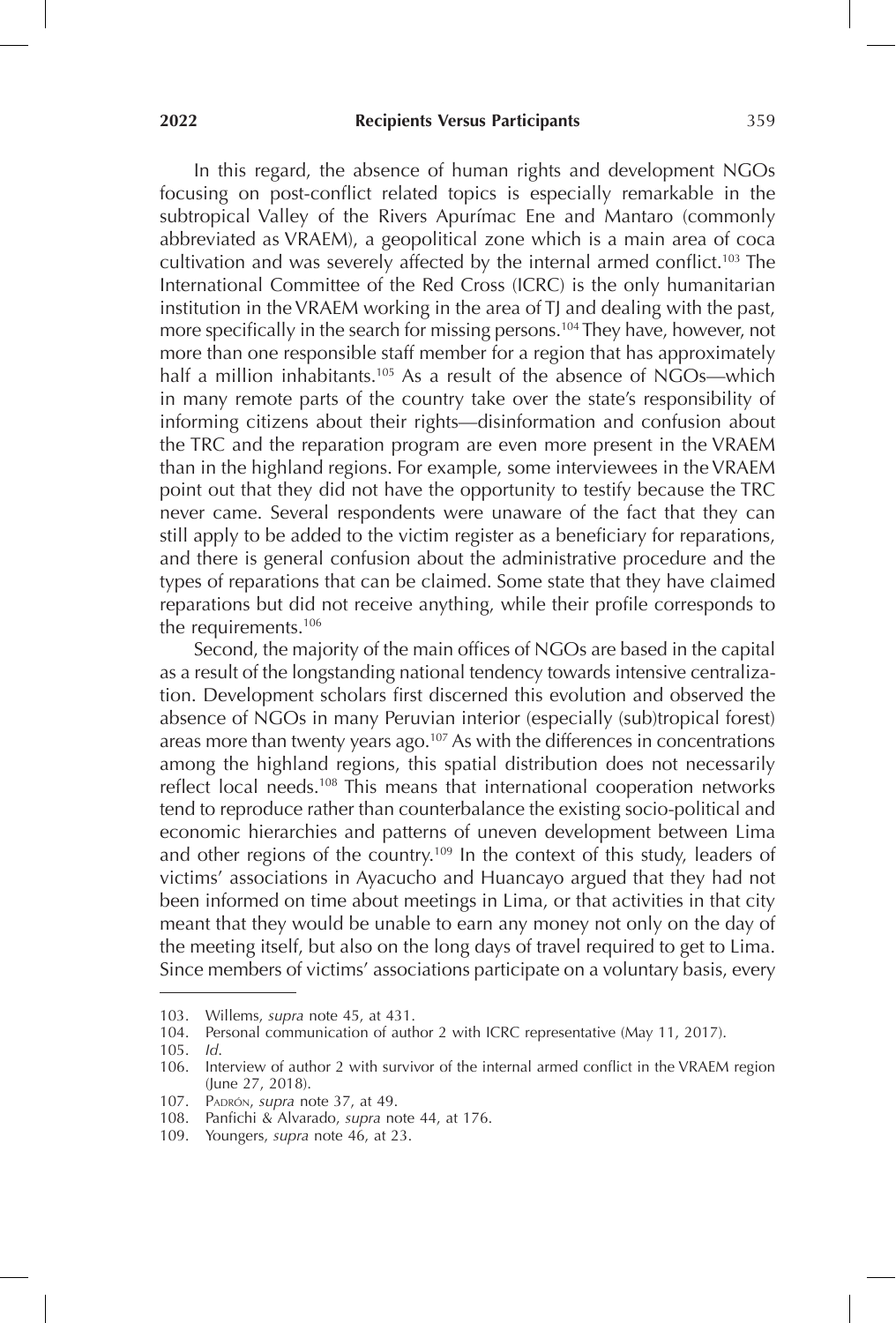In this regard, the absence of human rights and development NGOs focusing on post-conflict related topics is especially remarkable in the subtropical Valley of the Rivers Apurímac Ene and Mantaro (commonly abbreviated as VRAEM), a geopolitical zone which is a main area of coca cultivation and was severely affected by the internal armed conflict.[103] The International Committee of the Red Cross (ICRC) is the only humanitarian institution in the VRAEM working in the area of TJ and dealing with the past, more specifically in the search for missing persons.[104] They have, however, not more than one responsible staff member for a region that has approximately half a million inhabitants.[105] As a result of the absence of NGOs—which in many remote parts of the country take over the state's responsibility of informing citizens about their rights—disinformation and confusion about the TRC and the reparation program are even more present in the VRAEM than in the highland regions. For example, some interviewees in the VRAEM point out that they did not have the opportunity to testify because the TRC never came. Several respondents were unaware of the fact that they can still apply to be added to the victim register as a beneficiary for reparations, and there is general confusion about the administrative procedure and the types of reparations that can be claimed. Some state that they have claimed reparations but did not receive anything, while their profile corresponds to the requirements.[106]

Second, the majority of the main offices of NGOs are based in the capital as a result of the longstanding national tendency towards intensive centralization. Development scholars first discerned this evolution and observed the absence of NGOs in many Peruvian interior (especially (sub)tropical forest) areas more than twenty years ago.[107] As with the differences in concentrations among the highland regions, this spatial distribution does not necessarily reflect local needs.[108] This means that international cooperation networks tend to reproduce rather than counterbalance the existing socio-political and economic hierarchies and patterns of uneven development between Lima and other regions of the country.[109] In the context of this study, leaders of victims' associations in Ayacucho and Huancayo argued that they had not been informed on time about meetings in Lima, or that activities in that city meant that they would be unable to earn any money not only on the day of the meeting itself, but also on the long days of travel required to get to Lima. Since members of victims' associations participate on a voluntary basis, every

---

103. Willems, *supra* note 45, at 431.

104. Personal communication of author 2 with ICRC representative (May 11, 2017).

105. *Id.*

106. Interview of author 2 with survivor of the internal armed conflict in the VRAEM region (June 27, 2018).

107. Padrón, *supra* note 37, at 49.

108. Panfichi & Alvarado, *supra* note 44, at 176.

109. Youngers, *supra* note 46, at 23.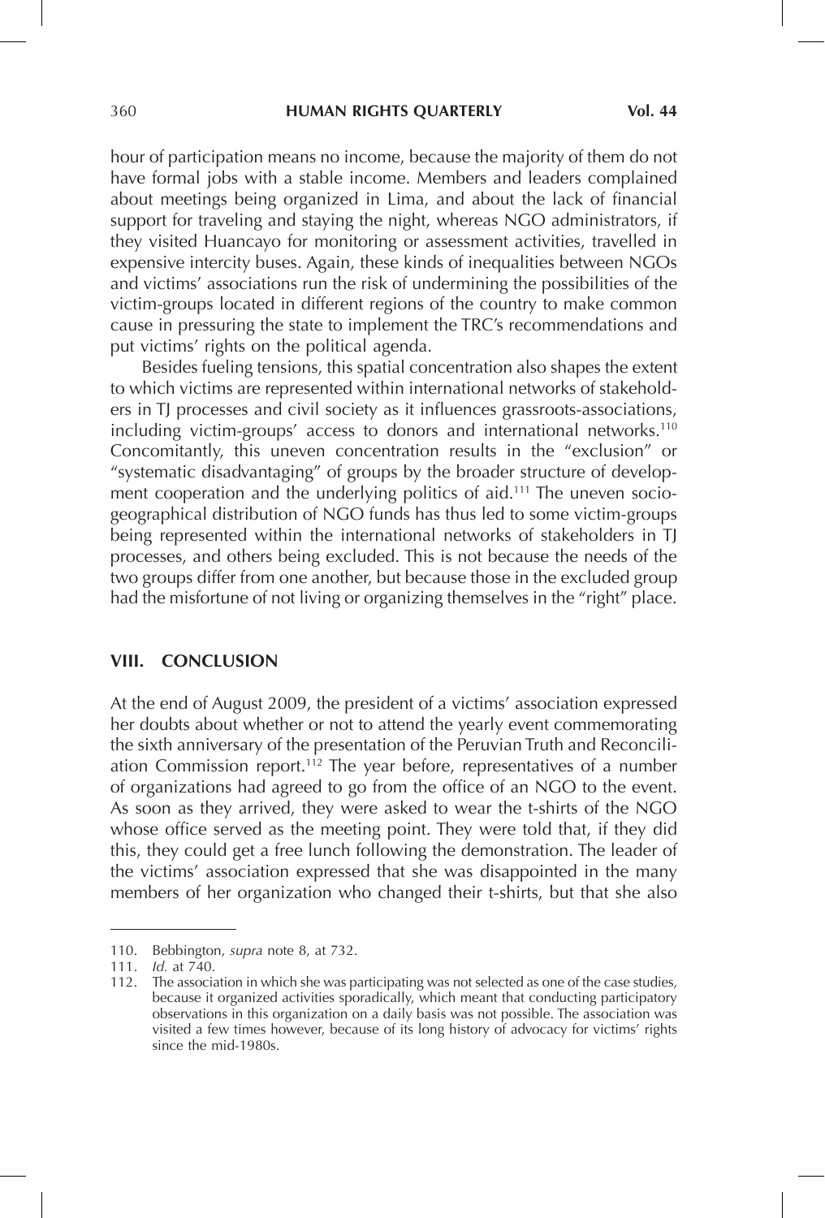hour of participation means no income, because the majority of them do not have formal jobs with a stable income. Members and leaders complained about meetings being organized in Lima, and about the lack of financial support for traveling and staying the night, whereas NGO administrators, if they visited Huancayo for monitoring or assessment activities, travelled in expensive intercity buses. Again, these kinds of inequalities between NGOs and victims' associations run the risk of undermining the possibilities of the victim-groups located in different regions of the country to make common cause in pressuring the state to implement the TRC's recommendations and put victims' rights on the political agenda.

Besides fueling tensions, this spatial concentration also shapes the extent to which victims are represented within international networks of stakeholders in TJ processes and civil society as it influences grassroots-associations, including victim-groups' access to donors and international networks.[110] Concomitantly, this uneven concentration results in the "exclusion" or "systematic disadvantaging" of groups by the broader structure of development cooperation and the underlying politics of aid.[111] The uneven socio-geographical distribution of NGO funds has thus led to some victim-groups being represented within the international networks of stakeholders in TJ processes, and others being excluded. This is not because the needs of the two groups differ from one another, but because those in the excluded group had the misfortune of not living or organizing themselves in the "right" place.

## VIII. CONCLUSION

At the end of August 2009, the president of a victims' association expressed her doubts about whether or not to attend the yearly event commemorating the sixth anniversary of the presentation of the Peruvian Truth and Reconciliation Commission report.[112] The year before, representatives of a number of organizations had agreed to go from the office of an NGO to the event. As soon as they arrived, they were asked to wear the t-shirts of the NGO whose office served as the meeting point. They were told that, if they did this, they could get a free lunch following the demonstration. The leader of the victims' association expressed that she was disappointed in the many members of her organization who changed their t-shirts, but that she also

---

110. Bebbington, *supra* note 8, at 732.

111. *Id.* at 740.

112. The association in which she was participating was not selected as one of the case studies, because it organized activities sporadically, which meant that conducting participatory observations in this organization on a daily basis was not possible. The association was visited a few times however, because of its long history of advocacy for victims' rights since the mid-1980s.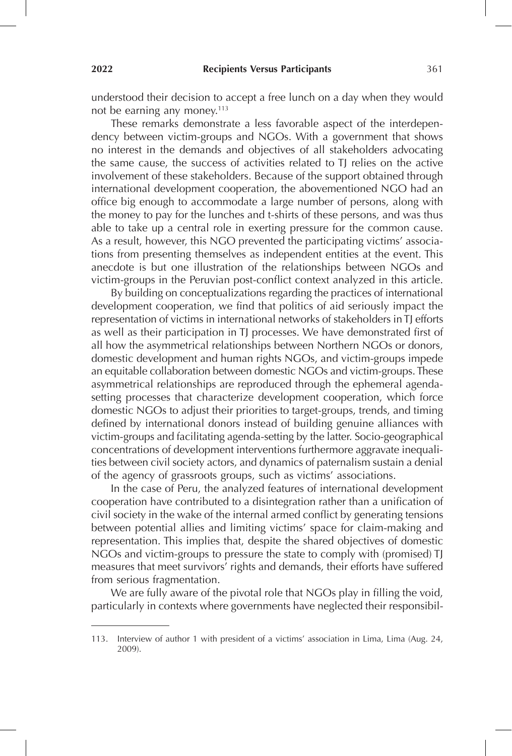understood their decision to accept a free lunch on a day when they would not be earning any money.[113]

These remarks demonstrate a less favorable aspect of the interdependency between victim-groups and NGOs. With a government that shows no interest in the demands and objectives of all stakeholders advocating the same cause, the success of activities related to TJ relies on the active involvement of these stakeholders. Because of the support obtained through international development cooperation, the abovementioned NGO had an office big enough to accommodate a large number of persons, along with the money to pay for the lunches and t-shirts of these persons, and was thus able to take up a central role in exerting pressure for the common cause. As a result, however, this NGO prevented the participating victims' associations from presenting themselves as independent entities at the event. This anecdote is but one illustration of the relationships between NGOs and victim-groups in the Peruvian post-conflict context analyzed in this article.

By building on conceptualizations regarding the practices of international development cooperation, we find that politics of aid seriously impact the representation of victims in international networks of stakeholders in TJ efforts as well as their participation in TJ processes. We have demonstrated first of all how the asymmetrical relationships between Northern NGOs or donors, domestic development and human rights NGOs, and victim-groups impede an equitable collaboration between domestic NGOs and victim-groups. These asymmetrical relationships are reproduced through the ephemeral agenda-setting processes that characterize development cooperation, which force domestic NGOs to adjust their priorities to target-groups, trends, and timing defined by international donors instead of building genuine alliances with victim-groups and facilitating agenda-setting by the latter. Socio-geographical concentrations of development interventions furthermore aggravate inequalities between civil society actors, and dynamics of paternalism sustain a denial of the agency of grassroots groups, such as victims' associations.

In the case of Peru, the analyzed features of international development cooperation have contributed to a disintegration rather than a unification of civil society in the wake of the internal armed conflict by generating tensions between potential allies and limiting victims' space for claim-making and representation. This implies that, despite the shared objectives of domestic NGOs and victim-groups to pressure the state to comply with (promised) TJ measures that meet survivors' rights and demands, their efforts have suffered from serious fragmentation.

We are fully aware of the pivotal role that NGOs play in filling the void, particularly in contexts where governments have neglected their responsibil-

---

113. Interview of author 1 with president of a victims' association in Lima, Lima (Aug. 24, 2009).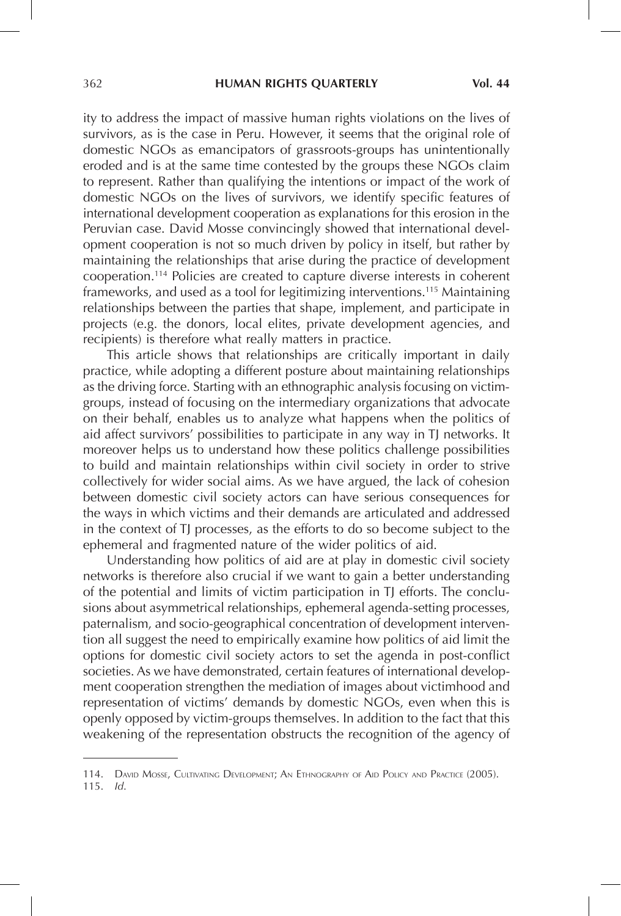ity to address the impact of massive human rights violations on the lives of survivors, as is the case in Peru. However, it seems that the original role of domestic NGOs as emancipators of grassroots-groups has unintentionally eroded and is at the same time contested by the groups these NGOs claim to represent. Rather than qualifying the intentions or impact of the work of domestic NGOs on the lives of survivors, we identify specific features of international development cooperation as explanations for this erosion in the Peruvian case. David Mosse convincingly showed that international development cooperation is not so much driven by policy in itself, but rather by maintaining the relationships that arise during the practice of development cooperation.[114] Policies are created to capture diverse interests in coherent frameworks, and used as a tool for legitimizing interventions.[115] Maintaining relationships between the parties that shape, implement, and participate in projects (e.g. the donors, local elites, private development agencies, and recipients) is therefore what really matters in practice.

This article shows that relationships are critically important in daily practice, while adopting a different posture about maintaining relationships as the driving force. Starting with an ethnographic analysis focusing on victim-groups, instead of focusing on the intermediary organizations that advocate on their behalf, enables us to analyze what happens when the politics of aid affect survivors' possibilities to participate in any way in TJ networks. It moreover helps us to understand how these politics challenge possibilities to build and maintain relationships within civil society in order to strive collectively for wider social aims. As we have argued, the lack of cohesion between domestic civil society actors can have serious consequences for the ways in which victims and their demands are articulated and addressed in the context of TJ processes, as the efforts to do so become subject to the ephemeral and fragmented nature of the wider politics of aid.

Understanding how politics of aid are at play in domestic civil society networks is therefore also crucial if we want to gain a better understanding of the potential and limits of victim participation in TJ efforts. The conclusions about asymmetrical relationships, ephemeral agenda-setting processes, paternalism, and socio-geographical concentration of development intervention all suggest the need to empirically examine how politics of aid limit the options for domestic civil society actors to set the agenda in post-conflict societies. As we have demonstrated, certain features of international development cooperation strengthen the mediation of images about victimhood and representation of victims' demands by domestic NGOs, even when this is openly opposed by victim-groups themselves. In addition to the fact that this weakening of the representation obstructs the recognition of the agency of

---

114. David Mosse, Cultivating Development; An Ethnography of Aid Policy and Practice (2005).

115. *Id.*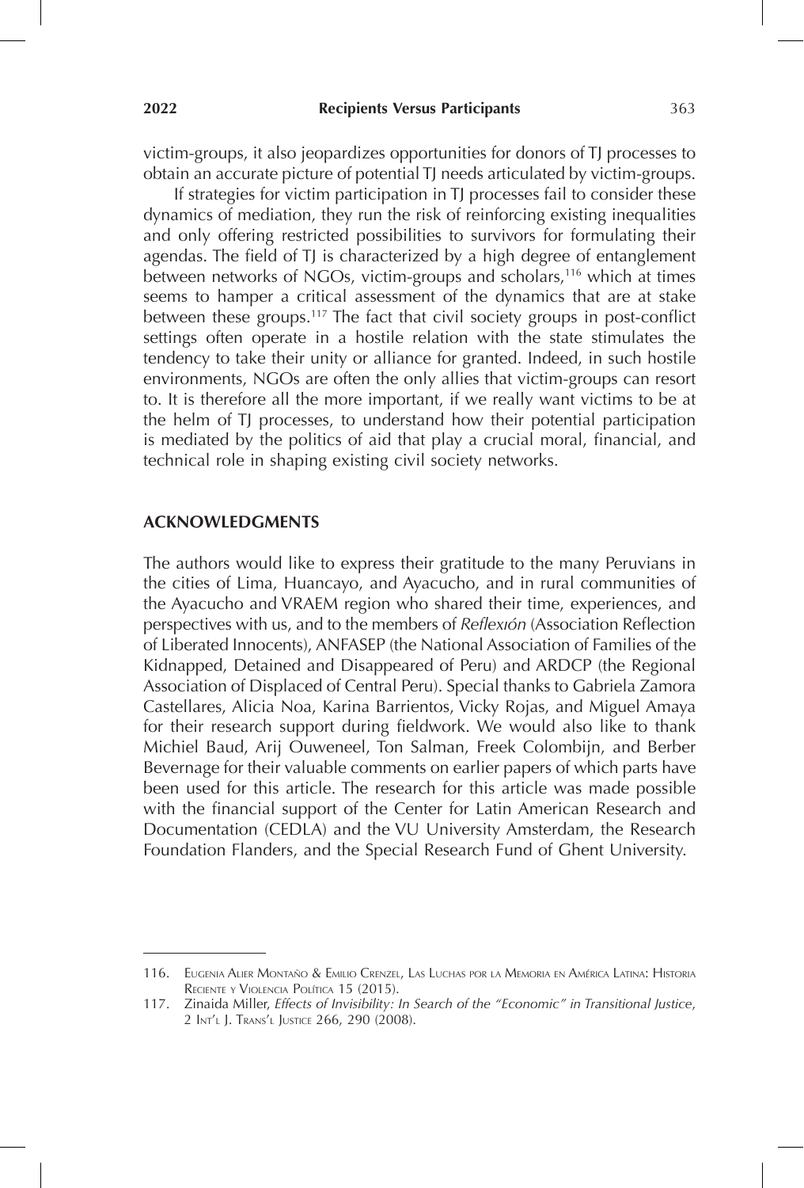victim-groups, it also jeopardizes opportunities for donors of TJ processes to obtain an accurate picture of potential TJ needs articulated by victim-groups.

If strategies for victim participation in TJ processes fail to consider these dynamics of mediation, they run the risk of reinforcing existing inequalities and only offering restricted possibilities to survivors for formulating their agendas. The field of TJ is characterized by a high degree of entanglement between networks of NGOs, victim-groups and scholars,[116] which at times seems to hamper a critical assessment of the dynamics that are at stake between these groups.[117] The fact that civil society groups in post-conflict settings often operate in a hostile relation with the state stimulates the tendency to take their unity or alliance for granted. Indeed, in such hostile environments, NGOs are often the only allies that victim-groups can resort to. It is therefore all the more important, if we really want victims to be at the helm of TJ processes, to understand how their potential participation is mediated by the politics of aid that play a crucial moral, financial, and technical role in shaping existing civil society networks.

## ACKNOWLEDGMENTS

The authors would like to express their gratitude to the many Peruvians in the cities of Lima, Huancayo, and Ayacucho, and in rural communities of the Ayacucho and VRAEM region who shared their time, experiences, and perspectives with us, and to the members of *Reflexión* (Association Reflection of Liberated Innocents), ANFASEP (the National Association of Families of the Kidnapped, Detained and Disappeared of Peru) and ARDCP (the Regional Association of Displaced of Central Peru). Special thanks to Gabriela Zamora Castellares, Alicia Noa, Karina Barrientos, Vicky Rojas, and Miguel Amaya for their research support during fieldwork. We would also like to thank Michiel Baud, Arij Ouweneel, Ton Salman, Freek Colombijn, and Berber Bevernage for their valuable comments on earlier papers of which parts have been used for this article. The research for this article was made possible with the financial support of the Center for Latin American Research and Documentation (CEDLA) and the VU University Amsterdam, the Research Foundation Flanders, and the Special Research Fund of Ghent University.

---

116. Eugenia Alier Montaño & Emilio Crenzel, Las Luchas por la Memoria en América Latina: Historia Reciente y Violencia Política 15 (2015).

117. Zinaida Miller, *Effects of Invisibility: In Search of the "Economic" in Transitional Justice*, 2 Int'l J. Trans'l Justice 266, 290 (2008).